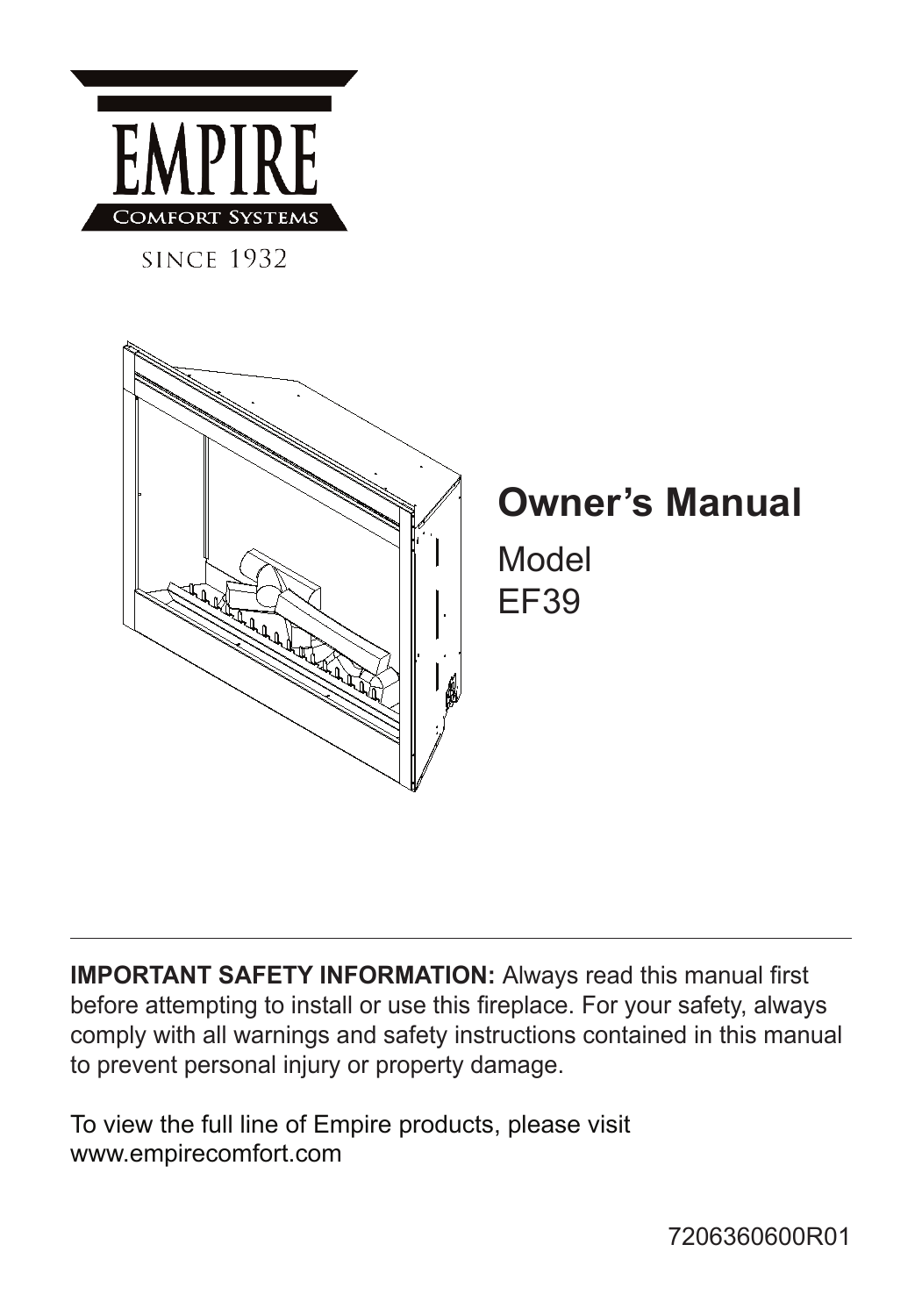EMPIRE

COMFORT SYSTEMS

SINCE 1932

# Owner's Manual

Model
EF39

---

**IMPORTANT SAFETY INFORMATION:** Always read this manual first before attempting to install or use this fireplace. For your safety, always comply with all warnings and safety instructions contained in this manual to prevent personal injury or property damage.

To view the full line of Empire products, please visit www.empirecomfort.com

7206360600R01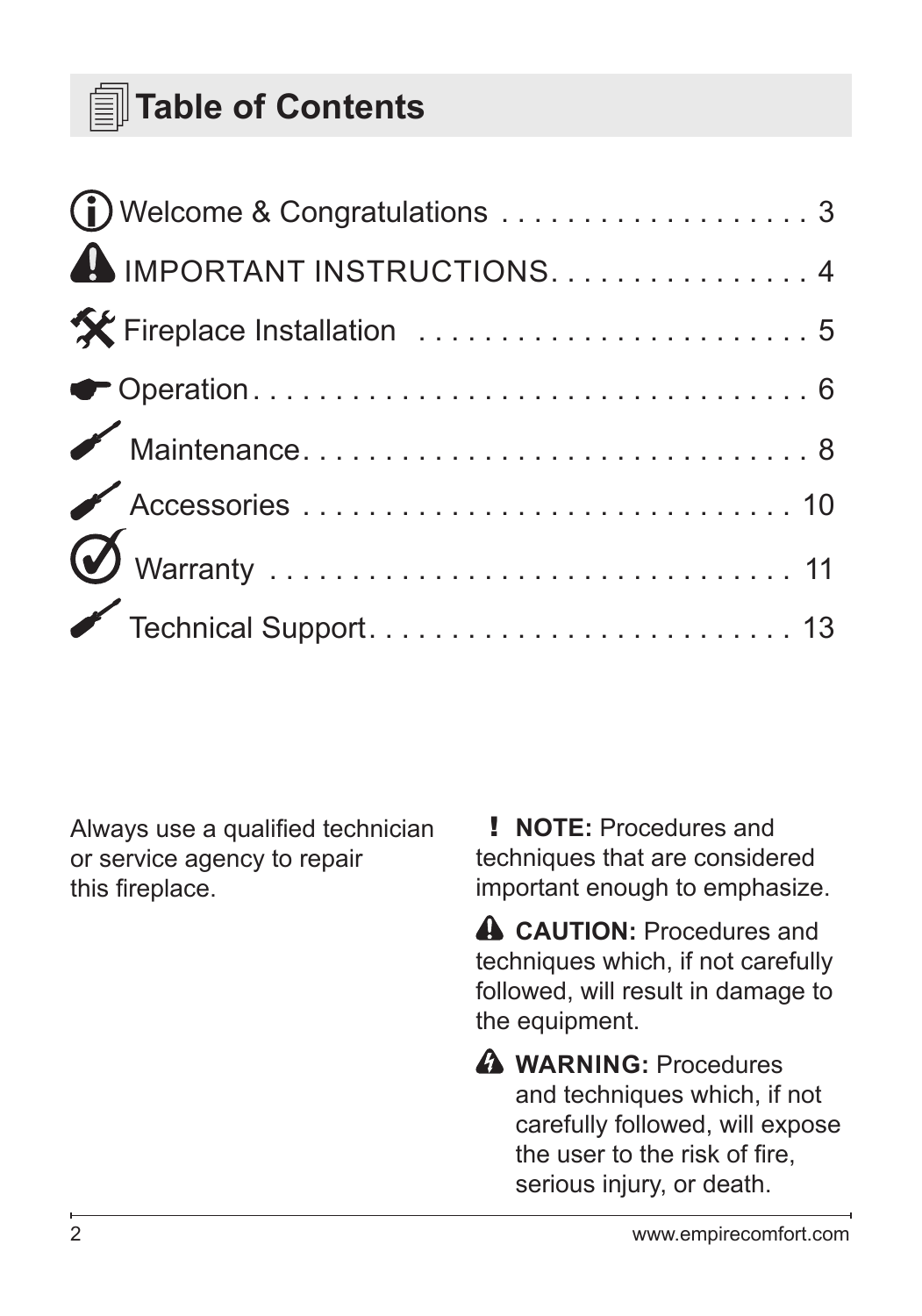# Table of Contents

| | |
|---|---|
| Welcome & Congratulations | 3 |
| IMPORTANT INSTRUCTIONS | 4 |
| Fireplace Installation | 5 |
| Operation | 6 |
| Maintenance | 8 |
| Accessories | 10 |
| Warranty | 11 |
| Technical Support | 13 |

Always use a qualified technician or service agency to repair this fireplace.

**! NOTE:** Procedures and techniques that are considered important enough to emphasize.

**CAUTION:** Procedures and techniques which, if not carefully followed, will result in damage to the equipment.

**WARNING:** Procedures and techniques which, if not carefully followed, will expose the user to the risk of fire, serious injury, or death.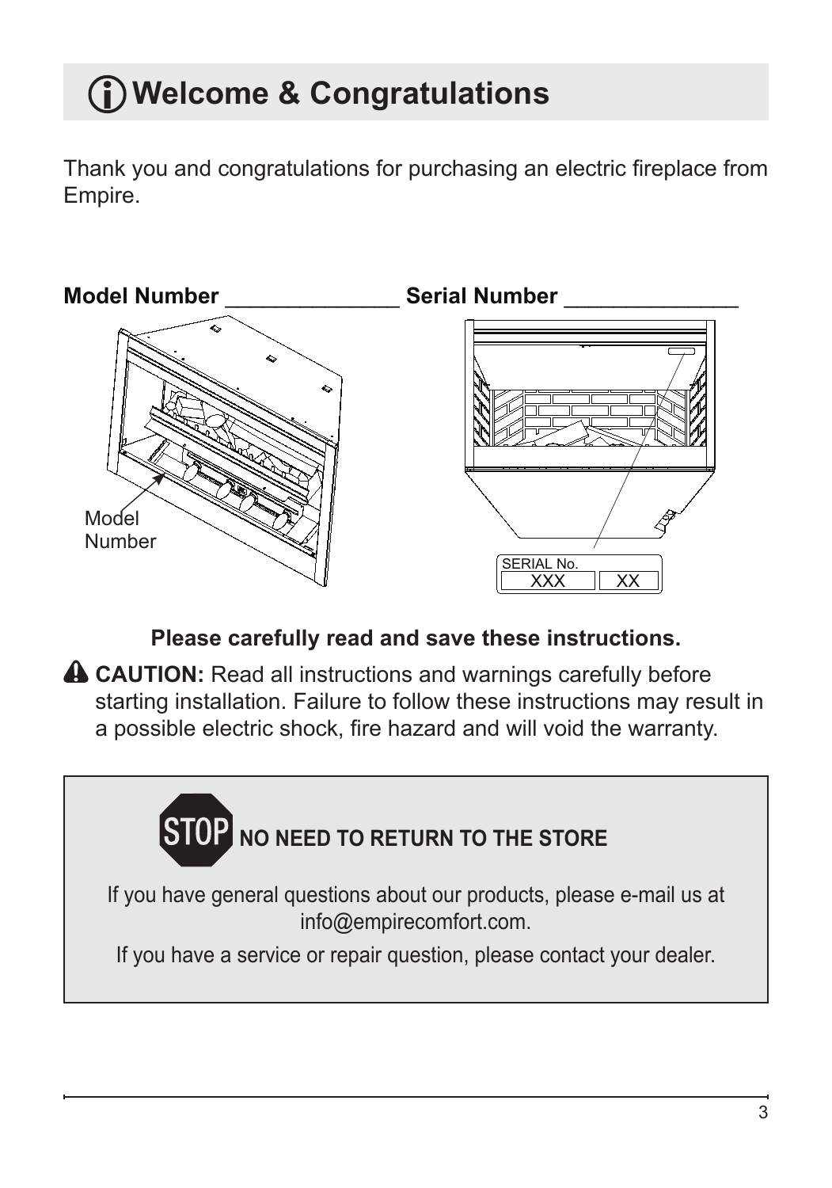# ⓘ Welcome & Congratulations

Thank you and congratulations for purchasing an electric fireplace from Empire.

**Model Number** ______________ **Serial Number** ______________

Model Number

SERIAL No. XXX XX

**Please carefully read and save these instructions.**

⚠ **CAUTION:** Read all instructions and warnings carefully before starting installation. Failure to follow these instructions may result in a possible electric shock, fire hazard and will void the warranty.

**STOP NO NEED TO RETURN TO THE STORE**

If you have general questions about our products, please e-mail us at info@empirecomfort.com.

If you have a service or repair question, please contact your dealer.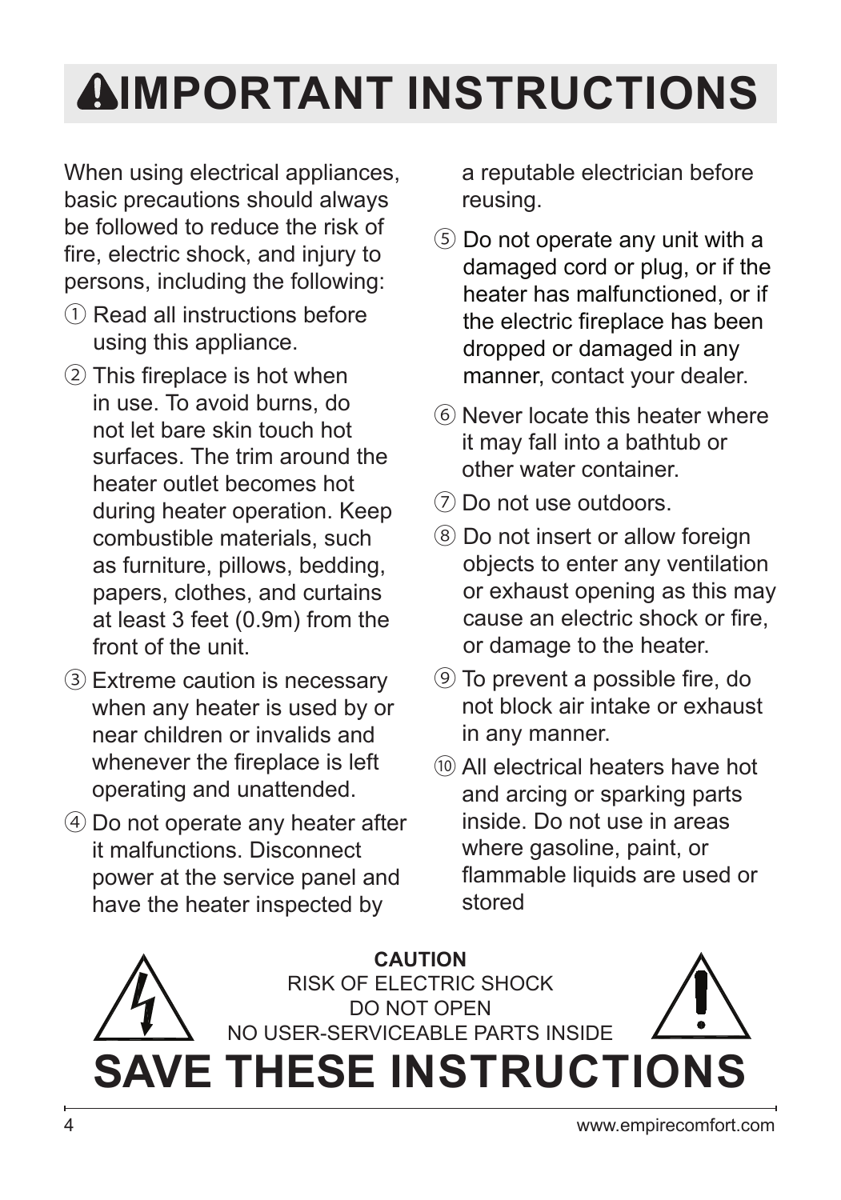# ⚠IMPORTANT INSTRUCTIONS

When using electrical appliances, basic precautions should always be followed to reduce the risk of fire, electric shock, and injury to persons, including the following:

① Read all instructions before using this appliance.

② This fireplace is hot when in use. To avoid burns, do not let bare skin touch hot surfaces. The trim around the heater outlet becomes hot during heater operation. Keep combustible materials, such as furniture, pillows, bedding, papers, clothes, and curtains at least 3 feet (0.9m) from the front of the unit.

③ Extreme caution is necessary when any heater is used by or near children or invalids and whenever the fireplace is left operating and unattended.

④ Do not operate any heater after it malfunctions. Disconnect power at the service panel and have the heater inspected by a reputable electrician before reusing.

⑤ Do not operate any unit with a damaged cord or plug, or if the heater has malfunctioned, or if the electric fireplace has been dropped or damaged in any manner, contact your dealer.

⑥ Never locate this heater where it may fall into a bathtub or other water container.

⑦ Do not use outdoors.

⑧ Do not insert or allow foreign objects to enter any ventilation or exhaust opening as this may cause an electric shock or fire, or damage to the heater.

⑨ To prevent a possible fire, do not block air intake or exhaust in any manner.

⑩ All electrical heaters have hot and arcing or sparking parts inside. Do not use in areas where gasoline, paint, or flammable liquids are used or stored

**CAUTION**
RISK OF ELECTRIC SHOCK
DO NOT OPEN
NO USER-SERVICEABLE PARTS INSIDE

# SAVE THESE INSTRUCTIONS

www.empirecomfort.com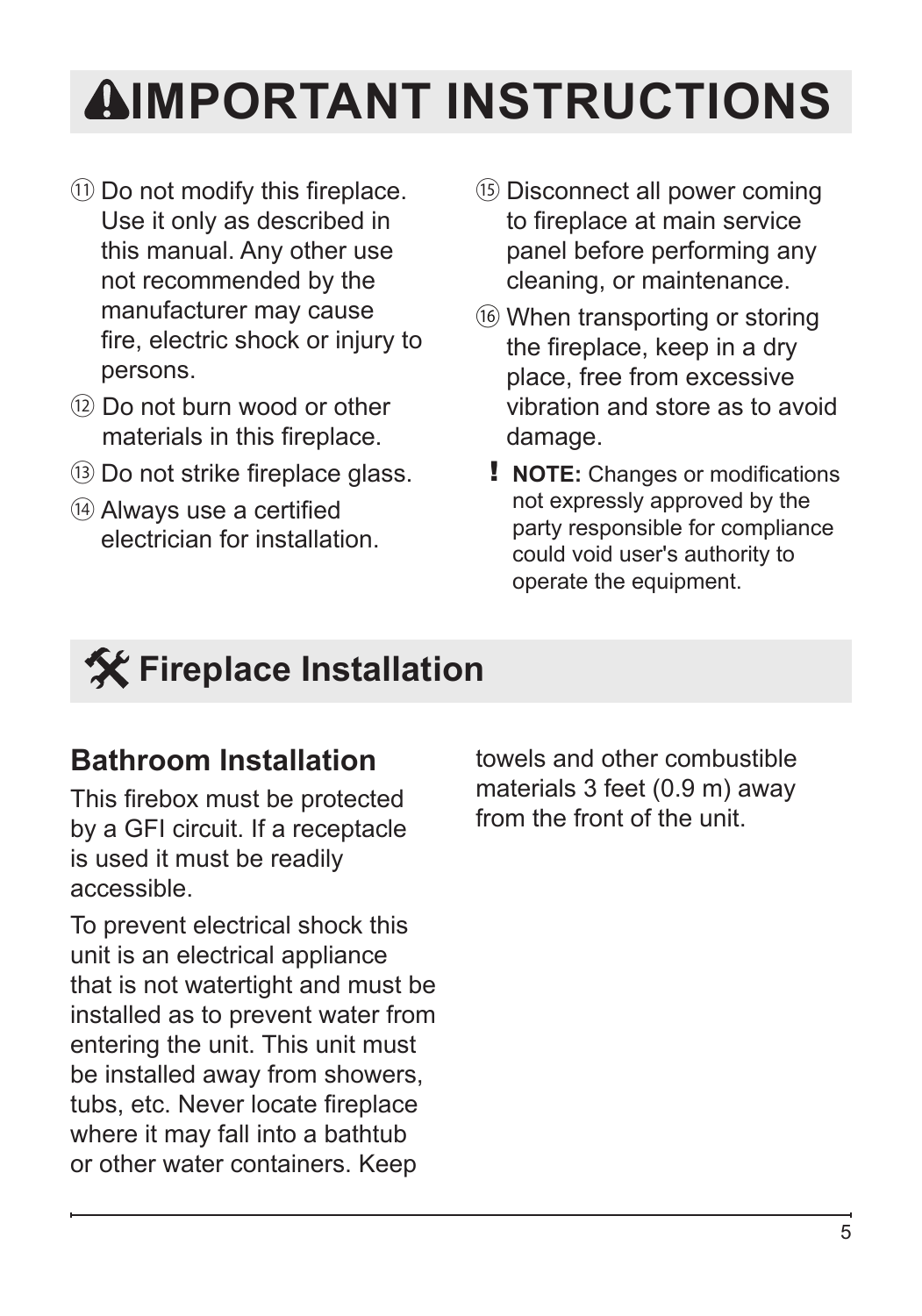# ⚠IMPORTANT INSTRUCTIONS

⑪ Do not modify this fireplace. Use it only as described in this manual. Any other use not recommended by the manufacturer may cause fire, electric shock or injury to persons.

⑫ Do not burn wood or other materials in this fireplace.

⑬ Do not strike fireplace glass.

⑭ Always use a certified electrician for installation.

⑮ Disconnect all power coming to fireplace at main service panel before performing any cleaning, or maintenance.

⑯ When transporting or storing the fireplace, keep in a dry place, free from excessive vibration and store as to avoid damage.

**!** **NOTE:** Changes or modifications not expressly approved by the party responsible for compliance could void user's authority to operate the equipment.

# Fireplace Installation

## Bathroom Installation

This firebox must be protected by a GFI circuit. If a receptacle is used it must be readily accessible.

To prevent electrical shock this unit is an electrical appliance that is not watertight and must be installed as to prevent water from entering the unit. This unit must be installed away from showers, tubs, etc. Never locate fireplace where it may fall into a bathtub or other water containers. Keep towels and other combustible materials 3 feet (0.9 m) away from the front of the unit.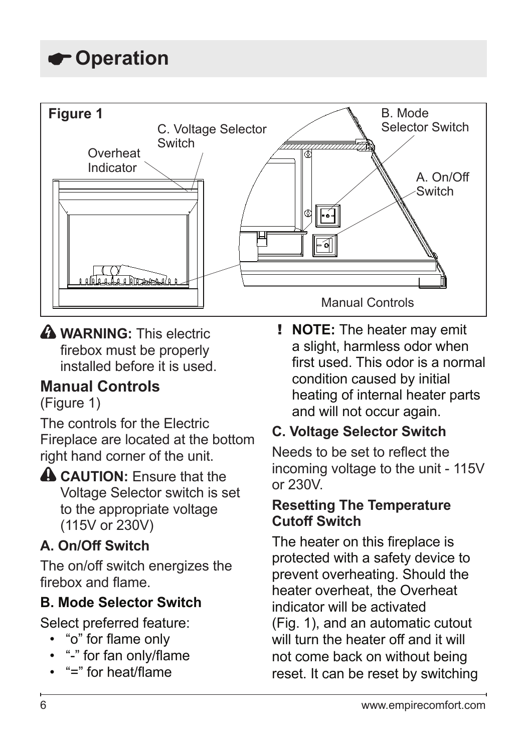# ☛ Operation

Figure 1

Overheat Indicator

C. Voltage Selector Switch

B. Mode Selector Switch

A. On/Off Switch

Manual Controls

**⚠ WARNING:** This electric firebox must be properly installed before it is used.

## Manual Controls

(Figure 1)

The controls for the Electric Fireplace are located at the bottom right hand corner of the unit.

**⚠ CAUTION:** Ensure that the Voltage Selector switch is set to the appropriate voltage (115V or 230V)

### A. On/Off Switch

The on/off switch energizes the firebox and flame.

### B. Mode Selector Switch

Select preferred feature:

- "o" for flame only
- "-" for fan only/flame
- "=" for heat/flame

**! NOTE:** The heater may emit a slight, harmless odor when first used. This odor is a normal condition caused by initial heating of internal heater parts and will not occur again.

### C. Voltage Selector Switch

Needs to be set to reflect the incoming voltage to the unit - 115V or 230V.

### Resetting The Temperature Cutoff Switch

The heater on this fireplace is protected with a safety device to prevent overheating. Should the heater overheat, the Overheat indicator will be activated (Fig. 1), and an automatic cutout will turn the heater off and it will not come back on without being reset. It can be reset by switching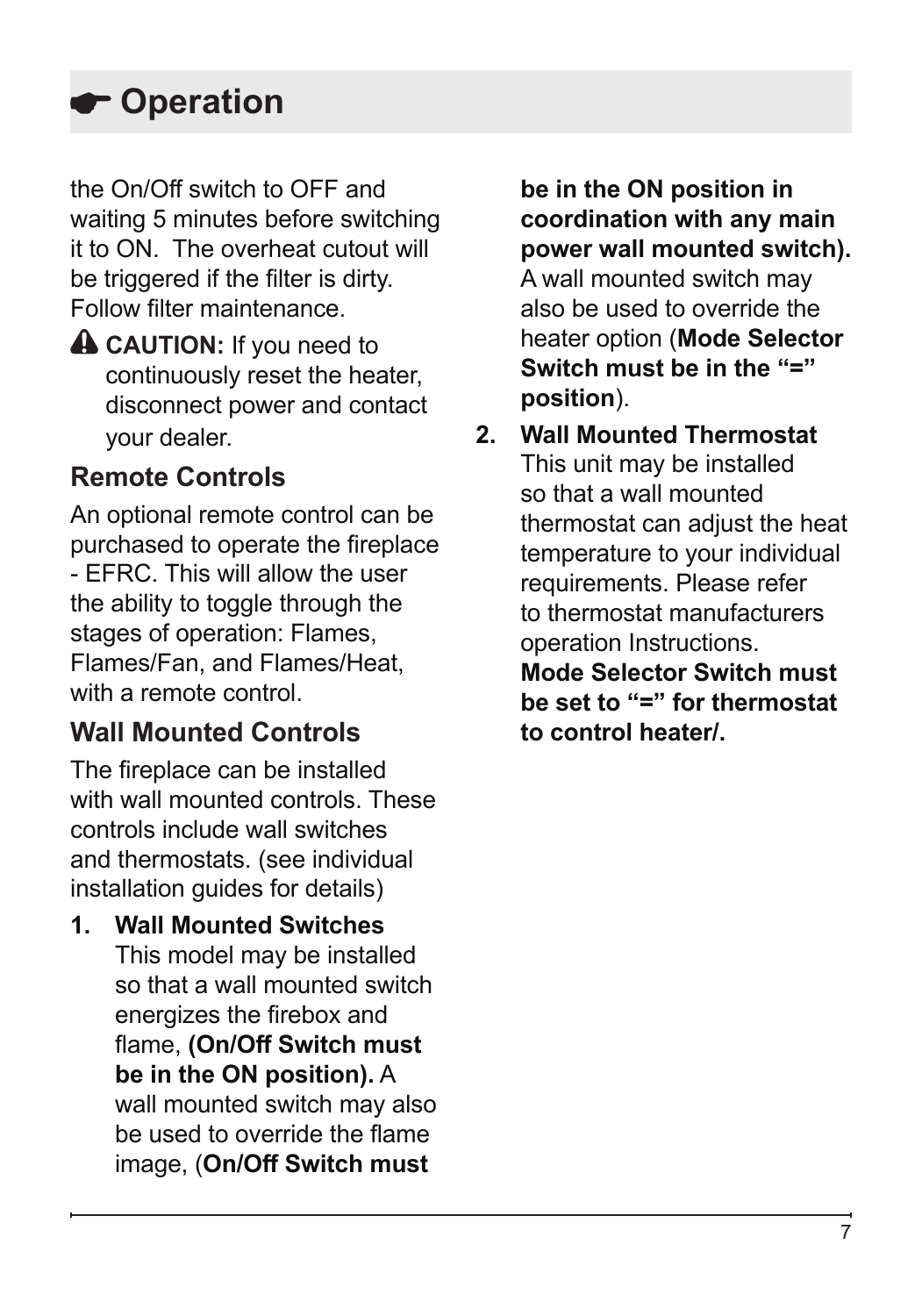# ☛ Operation

the On/Off switch to OFF and waiting 5 minutes before switching it to ON.  The overheat cutout will be triggered if the filter is dirty. Follow filter maintenance.

⚠ **CAUTION:** If you need to continuously reset the heater, disconnect power and contact your dealer.

## Remote Controls

An optional remote control can be purchased to operate the fireplace - EFRC. This will allow the user the ability to toggle through the stages of operation: Flames, Flames/Fan, and Flames/Heat, with a remote control.

## Wall Mounted Controls

The fireplace can be installed with wall mounted controls. These controls include wall switches and thermostats. (see individual installation guides for details)

1. **Wall Mounted Switches**
   This model may be installed so that a wall mounted switch energizes the firebox and flame, **(On/Off Switch must be in the ON position).** A wall mounted switch may also be used to override the flame image, (**On/Off Switch must be in the ON position in coordination with any main power wall mounted switch).** A wall mounted switch may also be used to override the heater option (**Mode Selector Switch must be in the "=" position**).

2. **Wall Mounted Thermostat**
   This unit may be installed so that a wall mounted thermostat can adjust the heat temperature to your individual requirements. Please refer to thermostat manufacturers operation Instructions.
   **Mode Selector Switch must be set to "=" for thermostat to control heater/.**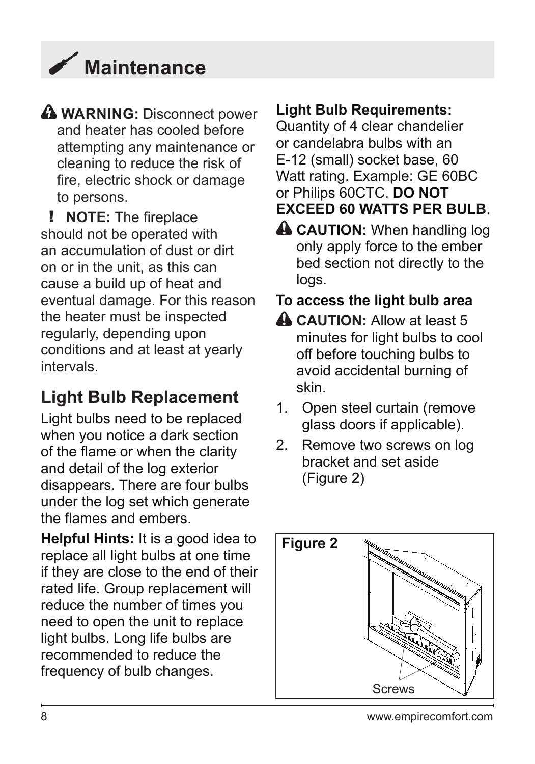# Maintenance

⚠ **WARNING:** Disconnect power and heater has cooled before attempting any maintenance or cleaning to reduce the risk of fire, electric shock or damage to persons.

**! NOTE:** The fireplace should not be operated with an accumulation of dust or dirt on or in the unit, as this can cause a build up of heat and eventual damage. For this reason the heater must be inspected regularly, depending upon conditions and at least at yearly intervals.

## Light Bulb Replacement

Light bulbs need to be replaced when you notice a dark section of the flame or when the clarity and detail of the log exterior disappears. There are four bulbs under the log set which generate the flames and embers.

**Helpful Hints:** It is a good idea to replace all light bulbs at one time if they are close to the end of their rated life. Group replacement will reduce the number of times you need to open the unit to replace light bulbs. Long life bulbs are recommended to reduce the frequency of bulb changes.

**Light Bulb Requirements:**
Quantity of 4 clear chandelier or candelabra bulbs with an E-12 (small) socket base, 60 Watt rating. Example: GE 60BC or Philips 60CTC. **DO NOT EXCEED 60 WATTS PER BULB**.

⚠ **CAUTION:** When handling log only apply force to the ember bed section not directly to the logs.

**To access the light bulb area**

⚠ **CAUTION:** Allow at least 5 minutes for light bulbs to cool off before touching bulbs to avoid accidental burning of skin.

1. Open steel curtain (remove glass doors if applicable).
2. Remove two screws on log bracket and set aside (Figure 2)

**Figure 2**

Screws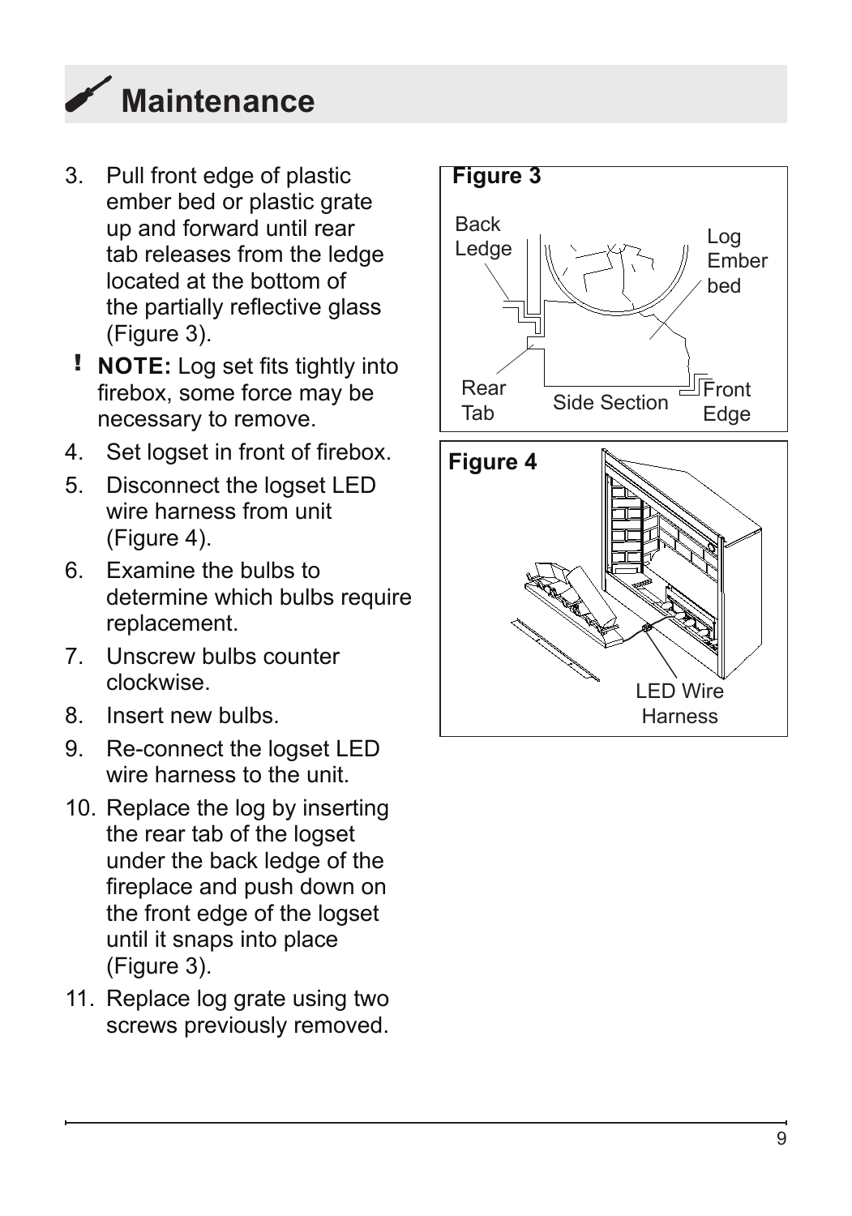# Maintenance

3. Pull front edge of plastic ember bed or plastic grate up and forward until rear tab releases from the ledge located at the bottom of the partially reflective glass (Figure 3).

**! NOTE:** Log set fits tightly into firebox, some force may be necessary to remove.

4. Set logset in front of firebox.
5. Disconnect the logset LED wire harness from unit (Figure 4).
6. Examine the bulbs to determine which bulbs require replacement.
7. Unscrew bulbs counter clockwise.
8. Insert new bulbs.
9. Re-connect the logset LED wire harness to the unit.
10. Replace the log by inserting the rear tab of the logset under the back ledge of the fireplace and push down on the front edge of the logset until it snaps into place (Figure 3).
11. Replace log grate using two screws previously removed.

**Figure 3**

Back Ledge, Log Ember bed, Rear Tab, Side Section, Front Edge

**Figure 4**

LED Wire Harness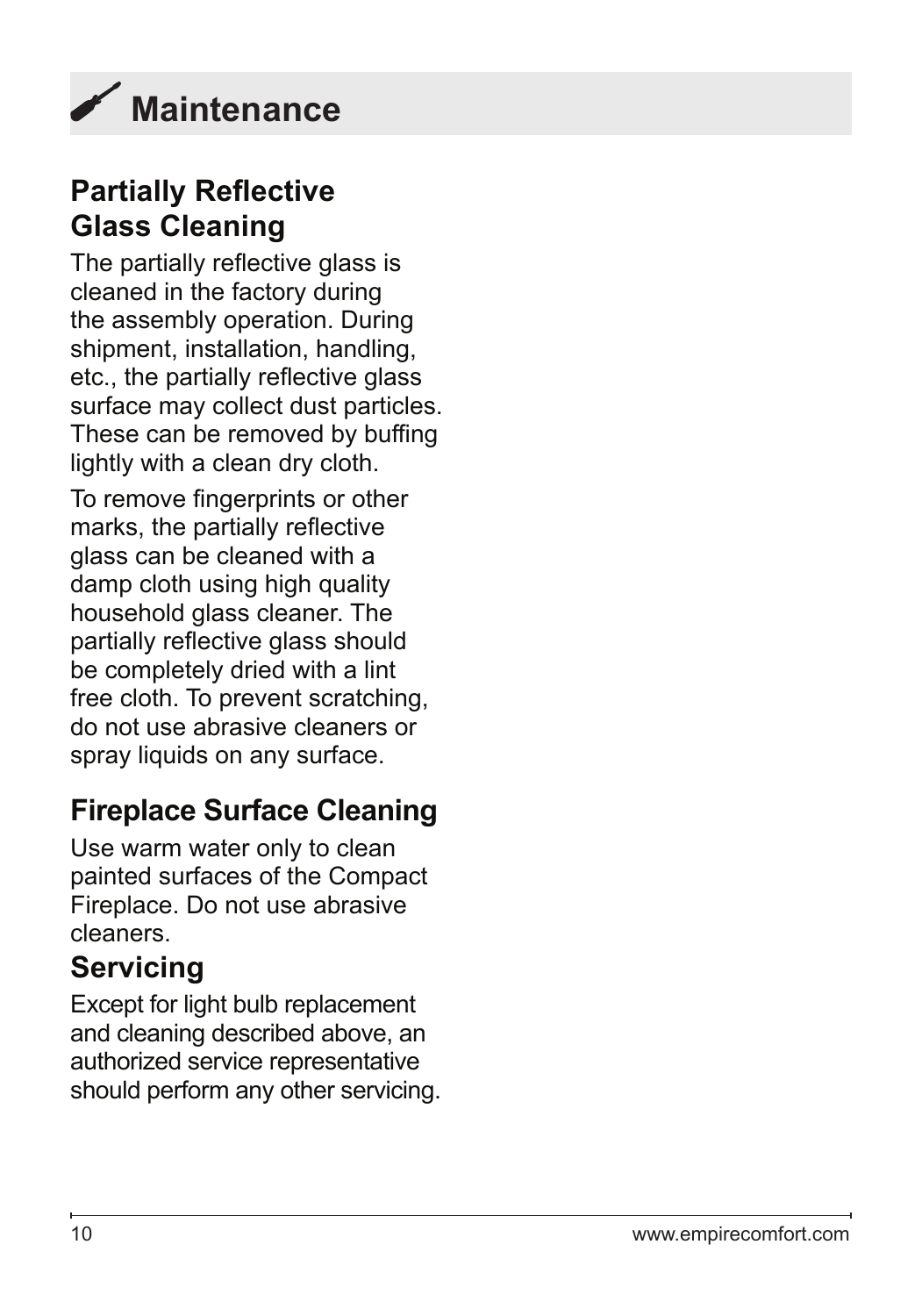# Maintenance

## Partially Reflective Glass Cleaning

The partially reflective glass is cleaned in the factory during the assembly operation. During shipment, installation, handling, etc., the partially reflective glass surface may collect dust particles. These can be removed by buffing lightly with a clean dry cloth.

To remove fingerprints or other marks, the partially reflective glass can be cleaned with a damp cloth using high quality household glass cleaner. The partially reflective glass should be completely dried with a lint free cloth. To prevent scratching, do not use abrasive cleaners or spray liquids on any surface.

## Fireplace Surface Cleaning

Use warm water only to clean painted surfaces of the Compact Fireplace. Do not use abrasive cleaners.

## Servicing

Except for light bulb replacement and cleaning described above, an authorized service representative should perform any other servicing.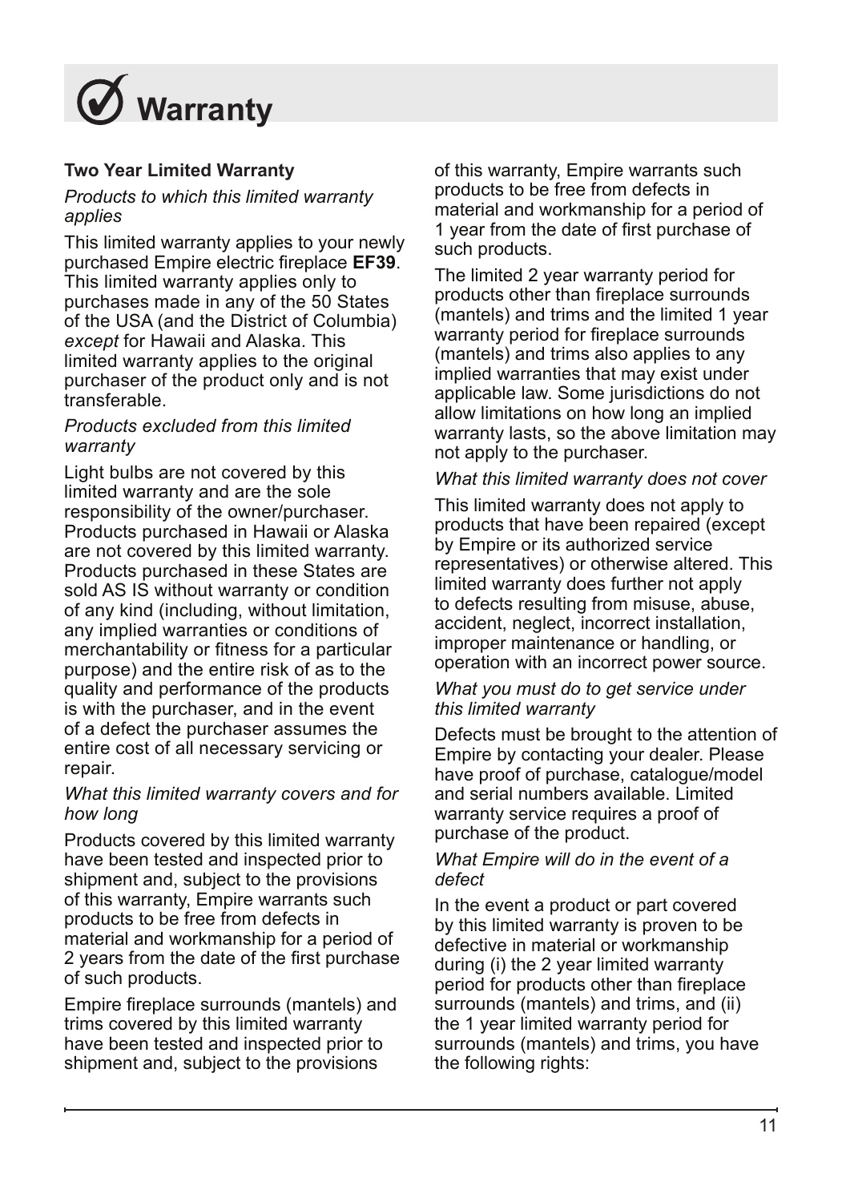# Warranty

## Two Year Limited Warranty

*Products to which this limited warranty applies*

This limited warranty applies to your newly purchased Empire electric fireplace **EF39**. This limited warranty applies only to purchases made in any of the 50 States of the USA (and the District of Columbia) *except* for Hawaii and Alaska. This limited warranty applies to the original purchaser of the product only and is not transferable.

*Products excluded from this limited warranty*

Light bulbs are not covered by this limited warranty and are the sole responsibility of the owner/purchaser. Products purchased in Hawaii or Alaska are not covered by this limited warranty. Products purchased in these States are sold AS IS without warranty or condition of any kind (including, without limitation, any implied warranties or conditions of merchantability or fitness for a particular purpose) and the entire risk of as to the quality and performance of the products is with the purchaser, and in the event of a defect the purchaser assumes the entire cost of all necessary servicing or repair.

*What this limited warranty covers and for how long*

Products covered by this limited warranty have been tested and inspected prior to shipment and, subject to the provisions of this warranty, Empire warrants such products to be free from defects in material and workmanship for a period of 2 years from the date of the first purchase of such products.

Empire fireplace surrounds (mantels) and trims covered by this limited warranty have been tested and inspected prior to shipment and, subject to the provisions of this warranty, Empire warrants such products to be free from defects in material and workmanship for a period of 1 year from the date of first purchase of such products.

The limited 2 year warranty period for products other than fireplace surrounds (mantels) and trims and the limited 1 year warranty period for fireplace surrounds (mantels) and trims also applies to any implied warranties that may exist under applicable law. Some jurisdictions do not allow limitations on how long an implied warranty lasts, so the above limitation may not apply to the purchaser.

*What this limited warranty does not cover*

This limited warranty does not apply to products that have been repaired (except by Empire or its authorized service representatives) or otherwise altered. This limited warranty does further not apply to defects resulting from misuse, abuse, accident, neglect, incorrect installation, improper maintenance or handling, or operation with an incorrect power source.

*What you must do to get service under this limited warranty*

Defects must be brought to the attention of Empire by contacting your dealer. Please have proof of purchase, catalogue/model and serial numbers available. Limited warranty service requires a proof of purchase of the product.

*What Empire will do in the event of a defect*

In the event a product or part covered by this limited warranty is proven to be defective in material or workmanship during (i) the 2 year limited warranty period for products other than fireplace surrounds (mantels) and trims, and (ii) the 1 year limited warranty period for surrounds (mantels) and trims, you have the following rights: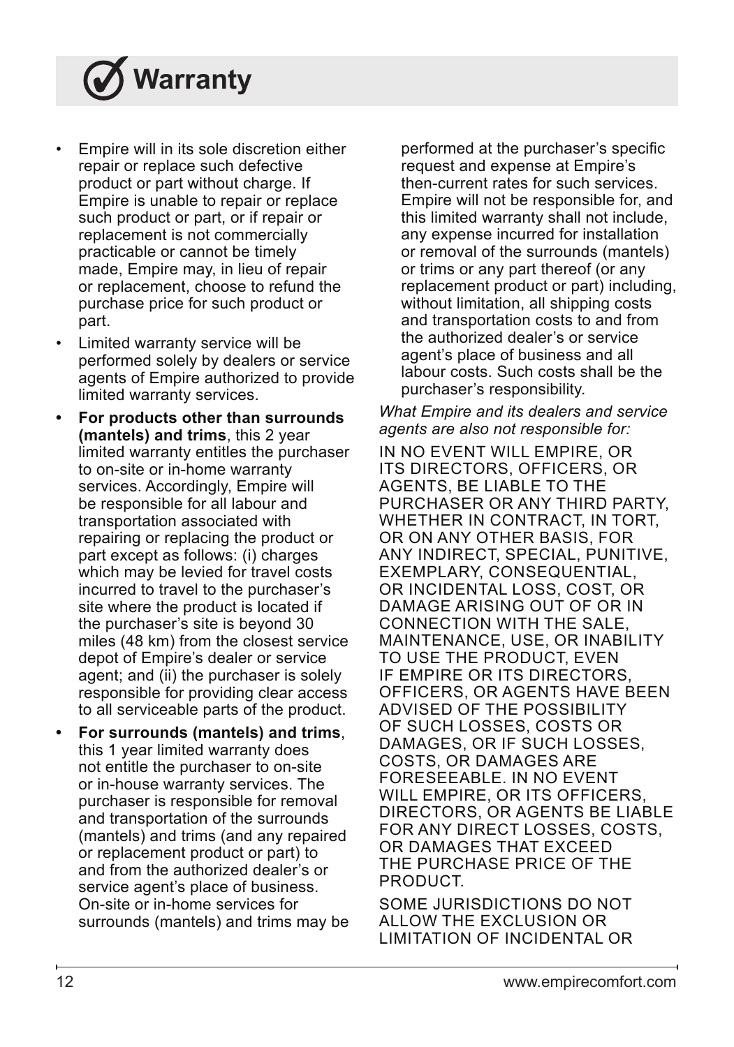# Warranty

- Empire will in its sole discretion either repair or replace such defective product or part without charge. If Empire is unable to repair or replace such product or part, or if repair or replacement is not commercially practicable or cannot be timely made, Empire may, in lieu of repair or replacement, choose to refund the purchase price for such product or part.
- Limited warranty service will be performed solely by dealers or service agents of Empire authorized to provide limited warranty services.
- **For products other than surrounds (mantels) and trims**, this 2 year limited warranty entitles the purchaser to on-site or in-home warranty services. Accordingly, Empire will be responsible for all labour and transportation associated with repairing or replacing the product or part except as follows: (i) charges which may be levied for travel costs incurred to travel to the purchaser's site where the product is located if the purchaser's site is beyond 30 miles (48 km) from the closest service depot of Empire's dealer or service agent; and (ii) the purchaser is solely responsible for providing clear access to all serviceable parts of the product.
- **For surrounds (mantels) and trims**, this 1 year limited warranty does not entitle the purchaser to on-site or in-house warranty services. The purchaser is responsible for removal and transportation of the surrounds (mantels) and trims (and any repaired or replacement product or part) to and from the authorized dealer's or service agent's place of business. On-site or in-home services for surrounds (mantels) and trims may be performed at the purchaser's specific request and expense at Empire's then-current rates for such services. Empire will not be responsible for, and this limited warranty shall not include, any expense incurred for installation or removal of the surrounds (mantels) or trims or any part thereof (or any replacement product or part) including, without limitation, all shipping costs and transportation costs to and from the authorized dealer's or service agent's place of business and all labour costs. Such costs shall be the purchaser's responsibility.

*What Empire and its dealers and service agents are also not responsible for:*

IN NO EVENT WILL EMPIRE, OR ITS DIRECTORS, OFFICERS, OR AGENTS, BE LIABLE TO THE PURCHASER OR ANY THIRD PARTY, WHETHER IN CONTRACT, IN TORT, OR ON ANY OTHER BASIS, FOR ANY INDIRECT, SPECIAL, PUNITIVE, EXEMPLARY, CONSEQUENTIAL, OR INCIDENTAL LOSS, COST, OR DAMAGE ARISING OUT OF OR IN CONNECTION WITH THE SALE, MAINTENANCE, USE, OR INABILITY TO USE THE PRODUCT, EVEN IF EMPIRE OR ITS DIRECTORS, OFFICERS, OR AGENTS HAVE BEEN ADVISED OF THE POSSIBILITY OF SUCH LOSSES, COSTS OR DAMAGES, OR IF SUCH LOSSES, COSTS, OR DAMAGES ARE FORESEEABLE. IN NO EVENT WILL EMPIRE, OR ITS OFFICERS, DIRECTORS, OR AGENTS BE LIABLE FOR ANY DIRECT LOSSES, COSTS, OR DAMAGES THAT EXCEED THE PURCHASE PRICE OF THE PRODUCT.

SOME JURISDICTIONS DO NOT ALLOW THE EXCLUSION OR LIMITATION OF INCIDENTAL OR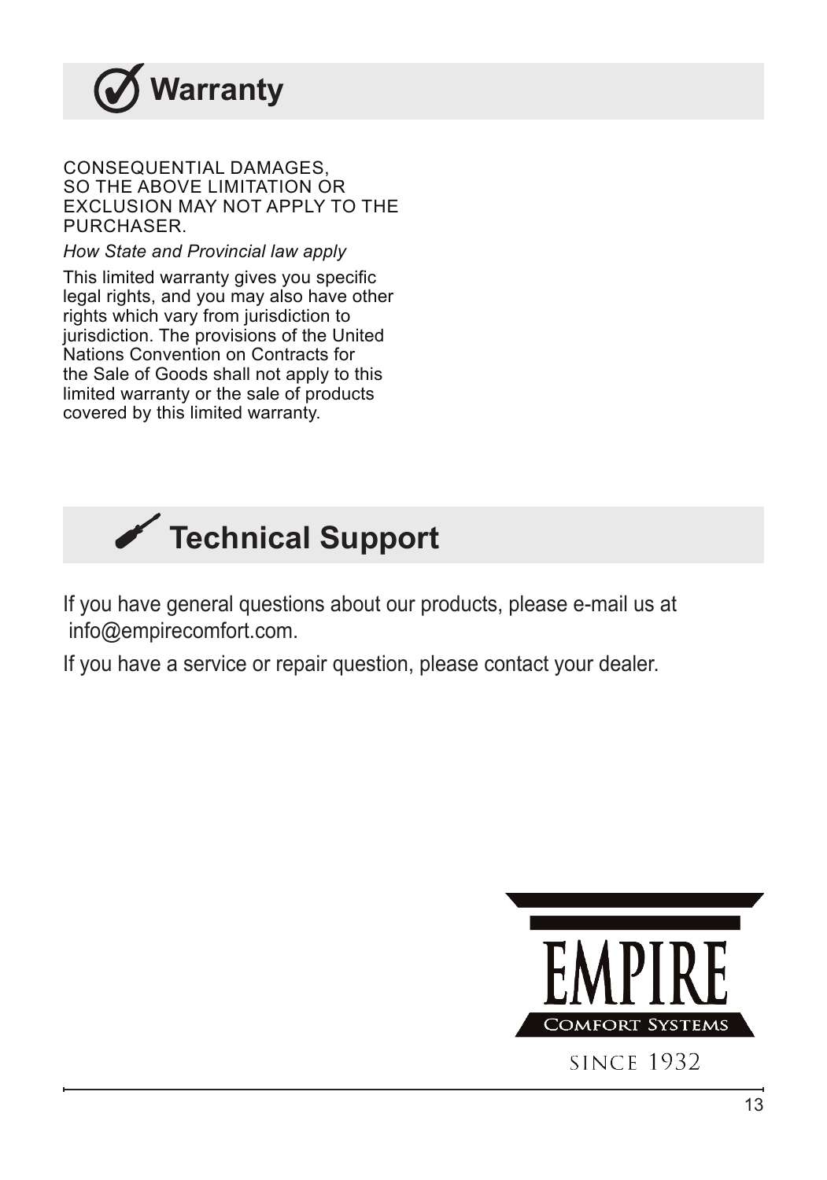# Warranty

CONSEQUENTIAL DAMAGES, SO THE ABOVE LIMITATION OR EXCLUSION MAY NOT APPLY TO THE PURCHASER.

*How State and Provincial law apply*

This limited warranty gives you specific legal rights, and you may also have other rights which vary from jurisdiction to jurisdiction. The provisions of the United Nations Convention on Contracts for the Sale of Goods shall not apply to this limited warranty or the sale of products covered by this limited warranty.

# Technical Support

If you have general questions about our products, please e-mail us at info@empirecomfort.com.

If you have a service or repair question, please contact your dealer.

EMPIRE
COMFORT SYSTEMS
SINCE 1932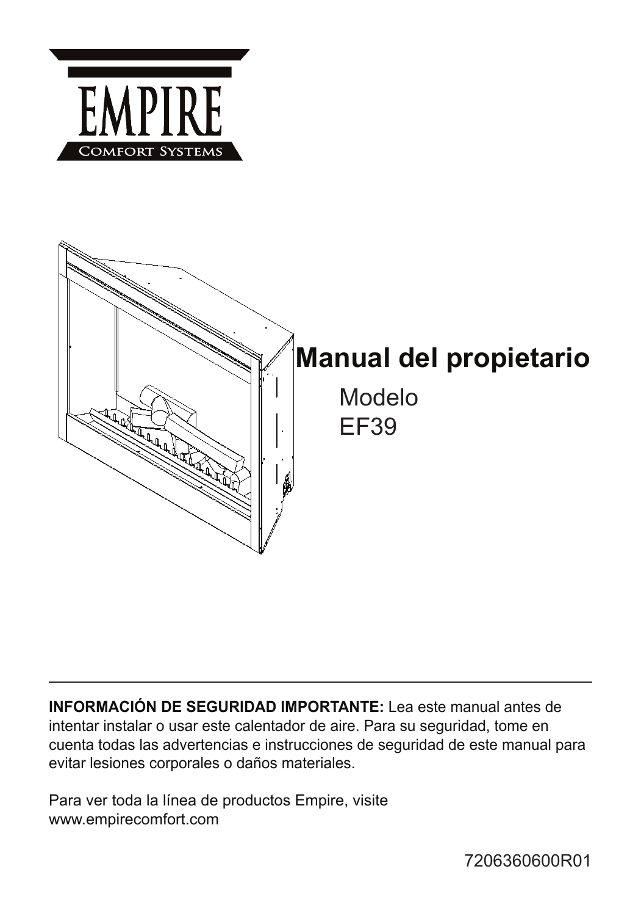# Manual del propietario

Modelo
EF39

**INFORMACIÓN DE SEGURIDAD IMPORTANTE:** Lea este manual antes de intentar instalar o usar este calentador de aire. Para su seguridad, tome en cuenta todas las advertencias e instrucciones de seguridad de este manual para evitar lesiones corporales o daños materiales.

Para ver toda la línea de productos Empire, visite www.empirecomfort.com

7206360600R01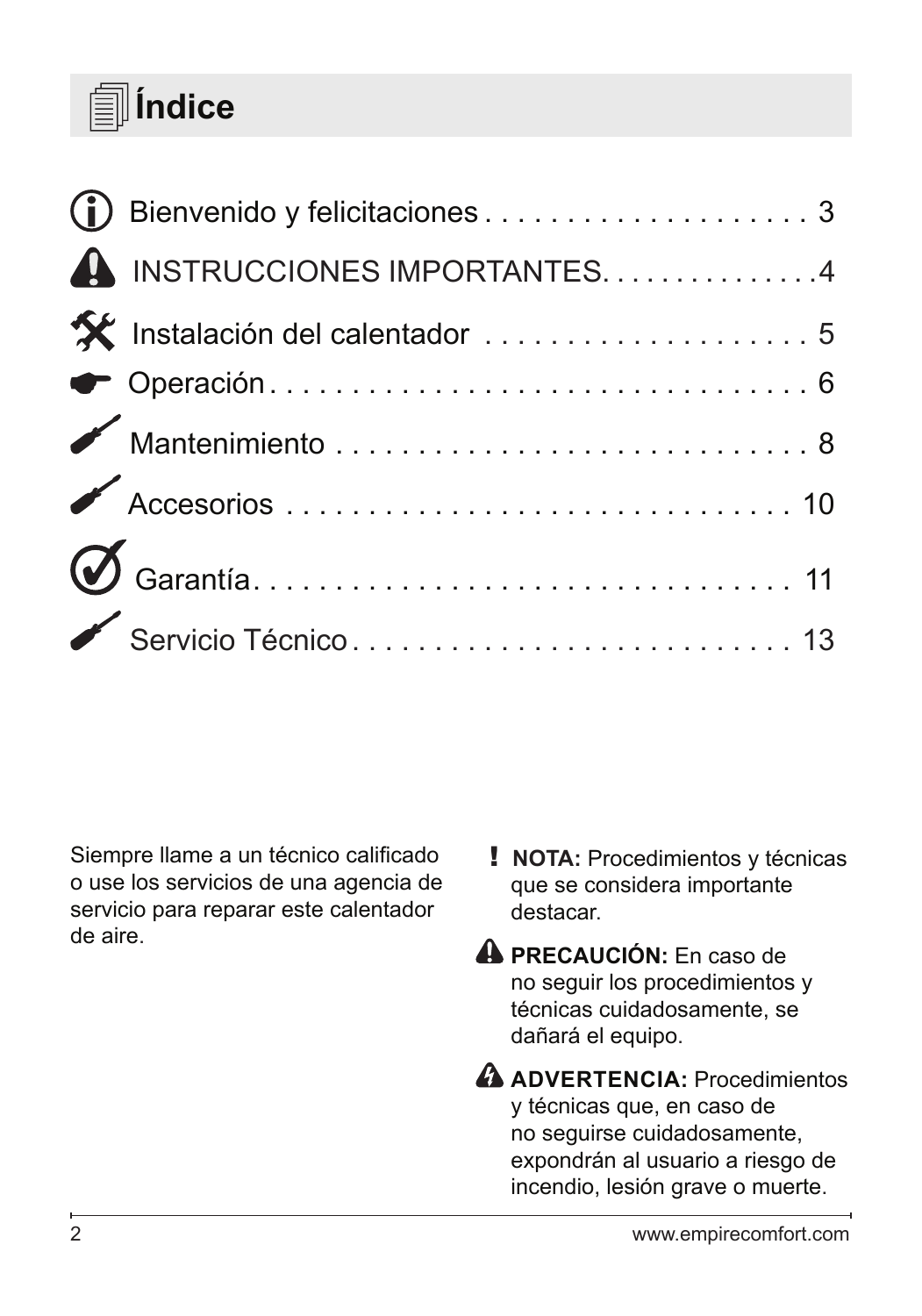# Índice

| | |
|---|---|
| Bienvenido y felicitaciones | 3 |
| INSTRUCCIONES IMPORTANTES | 4 |
| Instalación del calentador | 5 |
| Operación | 6 |
| Mantenimiento | 8 |
| Accesorios | 10 |
| Garantía | 11 |
| Servicio Técnico | 13 |

Siempre llame a un técnico calificado o use los servicios de una agencia de servicio para reparar este calentador de aire.

**NOTA:** Procedimientos y técnicas que se considera importante destacar.

**PRECAUCIÓN:** En caso de no seguir los procedimientos y técnicas cuidadosamente, se dañará el equipo.

**ADVERTENCIA:** Procedimientos y técnicas que, en caso de no seguirse cuidadosamente, expondrán al usuario a riesgo de incendio, lesión grave o muerte.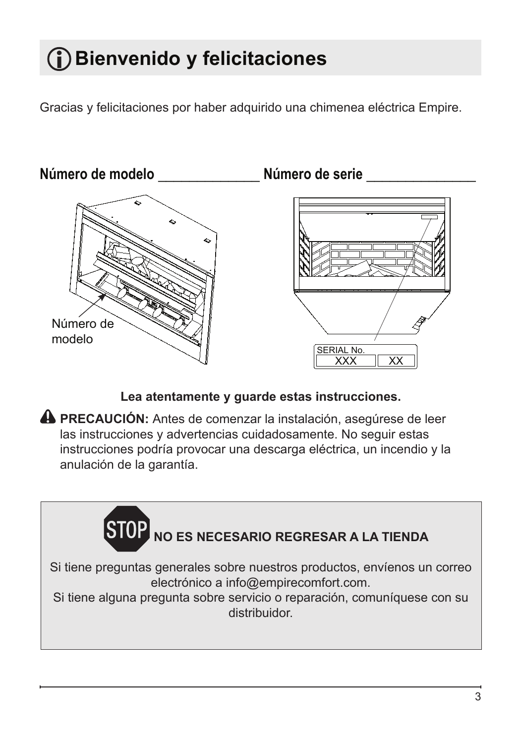# ⓘ Bienvenido y felicitaciones

Gracias y felicitaciones por haber adquirido una chimenea eléctrica Empire.

**Número de modelo** _______________ **Número de serie** ________________

Número de modelo

SERIAL No. XXX XX

**Lea atentamente y guarde estas instrucciones.**

⚠ **PRECAUCIÓN:** Antes de comenzar la instalación, asegúrese de leer las instrucciones y advertencias cuidadosamente. No seguir estas instrucciones podría provocar una descarga eléctrica, un incendio y la anulación de la garantía.

**STOP NO ES NECESARIO REGRESAR A LA TIENDA**

Si tiene preguntas generales sobre nuestros productos, envíenos un correo electrónico a info@empirecomfort.com.
Si tiene alguna pregunta sobre servicio o reparación, comuníquese con su distribuidor.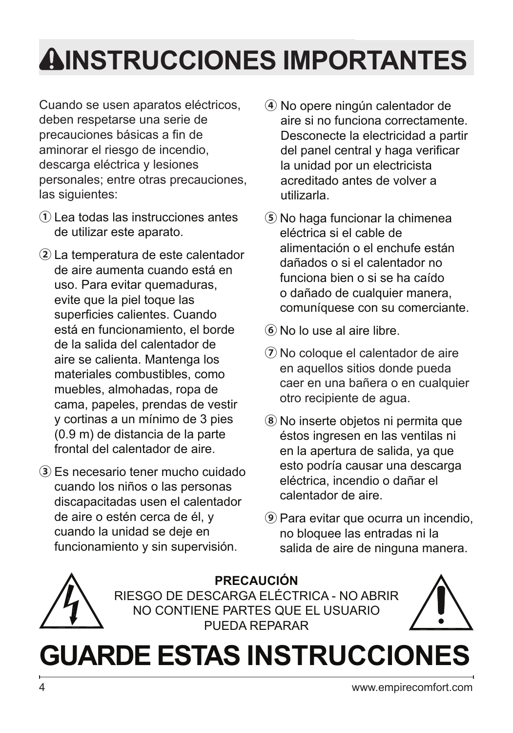# ⚠INSTRUCCIONES IMPORTANTES

Cuando se usen aparatos eléctricos, deben respetarse una serie de precauciones básicas a fin de aminorar el riesgo de incendio, descarga eléctrica y lesiones personales; entre otras precauciones, las siguientes:

1. Lea todas las instrucciones antes de utilizar este aparato.
2. La temperatura de este calentador de aire aumenta cuando está en uso. Para evitar quemaduras, evite que la piel toque las superficies calientes. Cuando está en funcionamiento, el borde de la salida del calentador de aire se calienta. Mantenga los materiales combustibles, como muebles, almohadas, ropa de cama, papeles, prendas de vestir y cortinas a un mínimo de 3 pies (0.9 m) de distancia de la parte frontal del calentador de aire.
3. Es necesario tener mucho cuidado cuando los niños o las personas discapacitadas usen el calentador de aire o estén cerca de él, y cuando la unidad se deje en funcionamiento y sin supervisión.
4. No opere ningún calentador de aire si no funciona correctamente. Desconecte la electricidad a partir del panel central y haga verificar la unidad por un electricista acreditado antes de volver a utilizarla.
5. No haga funcionar la chimenea eléctrica si el cable de alimentación o el enchufe están dañados o si el calentador no funciona bien o si se ha caído o dañado de cualquier manera, comuníquese con su comerciante.
6. No lo use al aire libre.
7. No coloque el calentador de aire en aquellos sitios donde pueda caer en una bañera o en cualquier otro recipiente de agua.
8. No inserte objetos ni permita que éstos ingresen en las ventilas ni en la apertura de salida, ya que esto podría causar una descarga eléctrica, incendio o dañar el calentador de aire.
9. Para evitar que ocurra un incendio, no bloquee las entradas ni la salida de aire de ninguna manera.

**PRECAUCIÓN**
RIESGO DE DESCARGA ELÉCTRICA - NO ABRIR
NO CONTIENE PARTES QUE EL USUARIO PUEDA REPARAR

# GUARDE ESTAS INSTRUCCIONES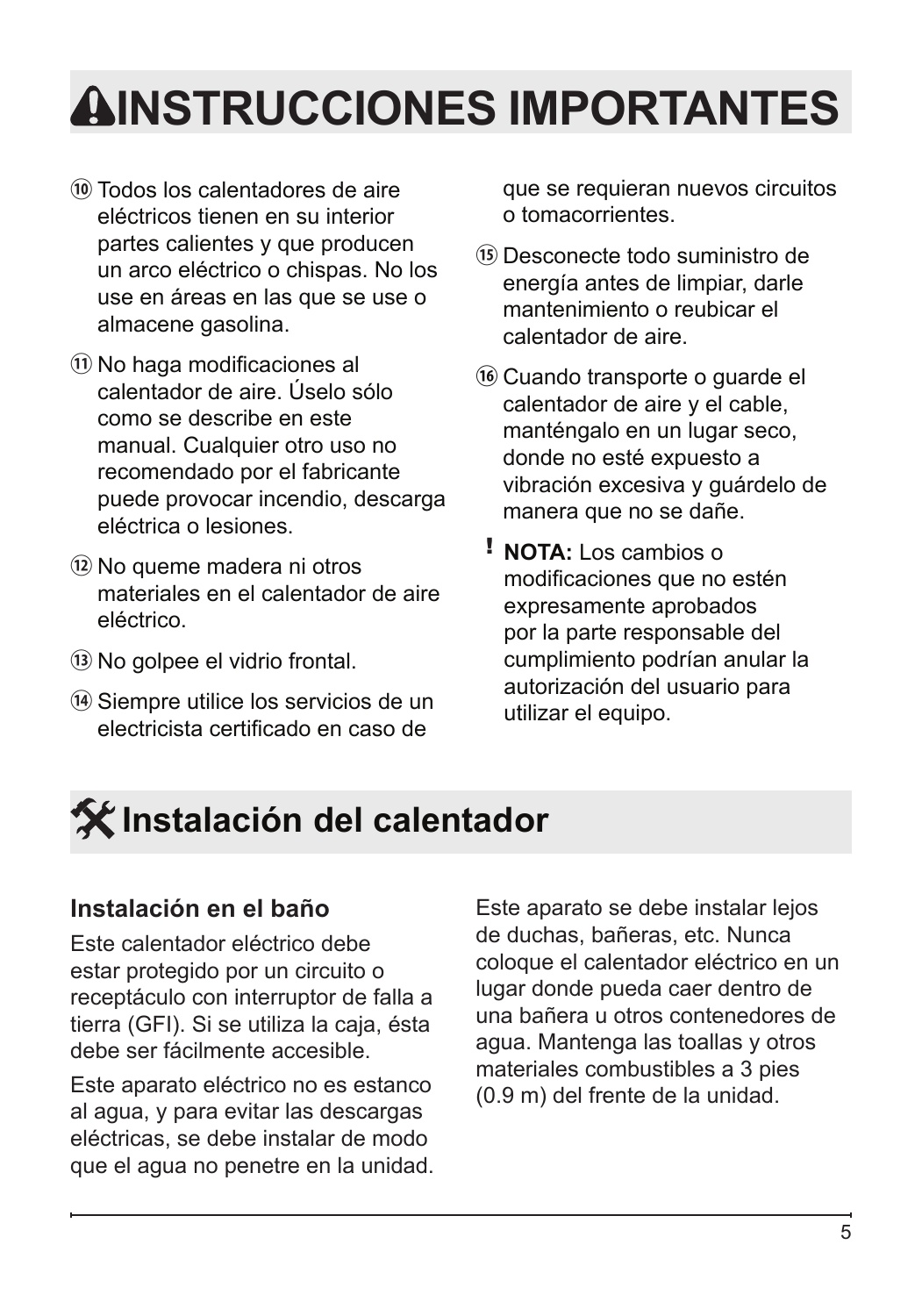# ⚠INSTRUCCIONES IMPORTANTES

⑩ Todos los calentadores de aire eléctricos tienen en su interior partes calientes y que producen un arco eléctrico o chispas. No los use en áreas en las que se use o almacene gasolina.

⑪ No haga modificaciones al calentador de aire. Úselo sólo como se describe en este manual. Cualquier otro uso no recomendado por el fabricante puede provocar incendio, descarga eléctrica o lesiones.

⑫ No queme madera ni otros materiales en el calentador de aire eléctrico.

⑬ No golpee el vidrio frontal.

⑭ Siempre utilice los servicios de un electricista certificado en caso de que se requieran nuevos circuitos o tomacorrientes.

⑮ Desconecte todo suministro de energía antes de limpiar, darle mantenimiento o reubicar el calentador de aire.

⑯ Cuando transporte o guarde el calentador de aire y el cable, manténgalo en un lugar seco, donde no esté expuesto a vibración excesiva y guárdelo de manera que no se dañe.

! **NOTA:** Los cambios o modificaciones que no estén expresamente aprobados por la parte responsable del cumplimiento podrían anular la autorización del usuario para utilizar el equipo.

# Instalación del calentador

### Instalación en el baño

Este calentador eléctrico debe estar protegido por un circuito o receptáculo con interruptor de falla a tierra (GFI). Si se utiliza la caja, ésta debe ser fácilmente accesible.

Este aparato eléctrico no es estanco al agua, y para evitar las descargas eléctricas, se debe instalar de modo que el agua no penetre en la unidad.

Este aparato se debe instalar lejos de duchas, bañeras, etc. Nunca coloque el calentador eléctrico en un lugar donde pueda caer dentro de una bañera u otros contenedores de agua. Mantenga las toallas y otros materiales combustibles a 3 pies (0.9 m) del frente de la unidad.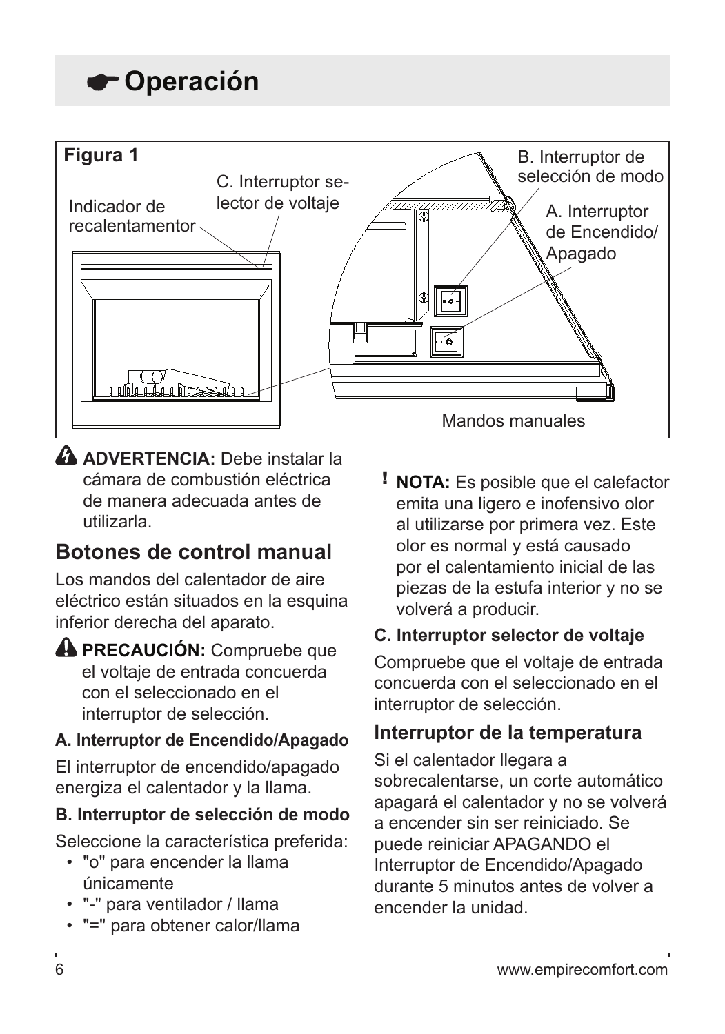# Operación

Figura 1

Indicador de recalentamentor

C. Interruptor selector de voltaje

B. Interruptor de selección de modo

A. Interruptor de Encendido/ Apagado

Mandos manuales

**ADVERTENCIA:** Debe instalar la cámara de combustión eléctrica de manera adecuada antes de utilizarla.

## Botones de control manual

Los mandos del calentador de aire eléctrico están situados en la esquina inferior derecha del aparato.

**PRECAUCIÓN:** Compruebe que el voltaje de entrada concuerda con el seleccionado en el interruptor de selección.

#### A. Interruptor de Encendido/Apagado

El interruptor de encendido/apagado energiza el calentador y la llama.

#### B. Interruptor de selección de modo

Seleccione la característica preferida:

- "o" para encender la llama únicamente
- "-" para ventilador / llama
- "=" para obtener calor/llama

**! NOTA:** Es posible que el calefactor emita una ligero e inofensivo olor al utilizarse por primera vez. Este olor es normal y está causado por el calentamiento inicial de las piezas de la estufa interior y no se volverá a producir.

#### C. Interruptor selector de voltaje

Compruebe que el voltaje de entrada concuerda con el seleccionado en el interruptor de selección.

### Interruptor de la temperatura

Si el calentador llegara a sobrecalentarse, un corte automático apagará el calentador y no se volverá a encender sin ser reiniciado. Se puede reiniciar APAGANDO el Interruptor de Encendido/Apagado durante 5 minutos antes de volver a encender la unidad.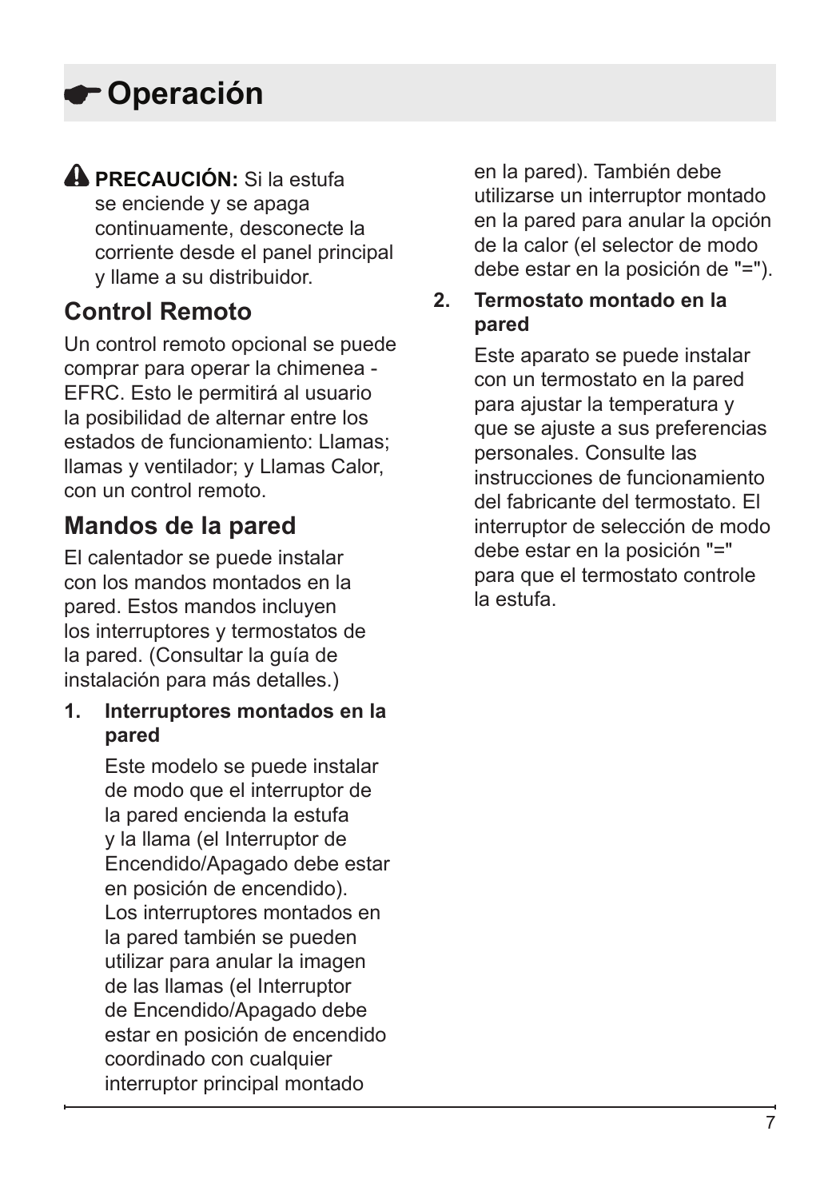# ☛ Operación

⚠ **PRECAUCIÓN:** Si la estufa se enciende y se apaga continuamente, desconecte la corriente desde el panel principal y llame a su distribuidor.

## Control Remoto

Un control remoto opcional se puede comprar para operar la chimenea - EFRC. Esto le permitirá al usuario la posibilidad de alternar entre los estados de funcionamiento: Llamas; llamas y ventilador; y Llamas Calor, con un control remoto.

## Mandos de la pared

El calentador se puede instalar con los mandos montados en la pared. Estos mandos incluyen los interruptores y termostatos de la pared. (Consultar la guía de instalación para más detalles.)

1. **Interruptores montados en la pared**

   Este modelo se puede instalar de modo que el interruptor de la pared encienda la estufa y la llama (el Interruptor de Encendido/Apagado debe estar en posición de encendido). Los interruptores montados en la pared también se pueden utilizar para anular la imagen de las llamas (el Interruptor de Encendido/Apagado debe estar en posición de encendido coordinado con cualquier interruptor principal montado en la pared). También debe utilizarse un interruptor montado en la pared para anular la opción de la calor (el selector de modo debe estar en la posición de "=").

2. **Termostato montado en la pared**

   Este aparato se puede instalar con un termostato en la pared para ajustar la temperatura y que se ajuste a sus preferencias personales. Consulte las instrucciones de funcionamiento del fabricante del termostato. El interruptor de selección de modo debe estar en la posición "=" para que el termostato controle la estufa.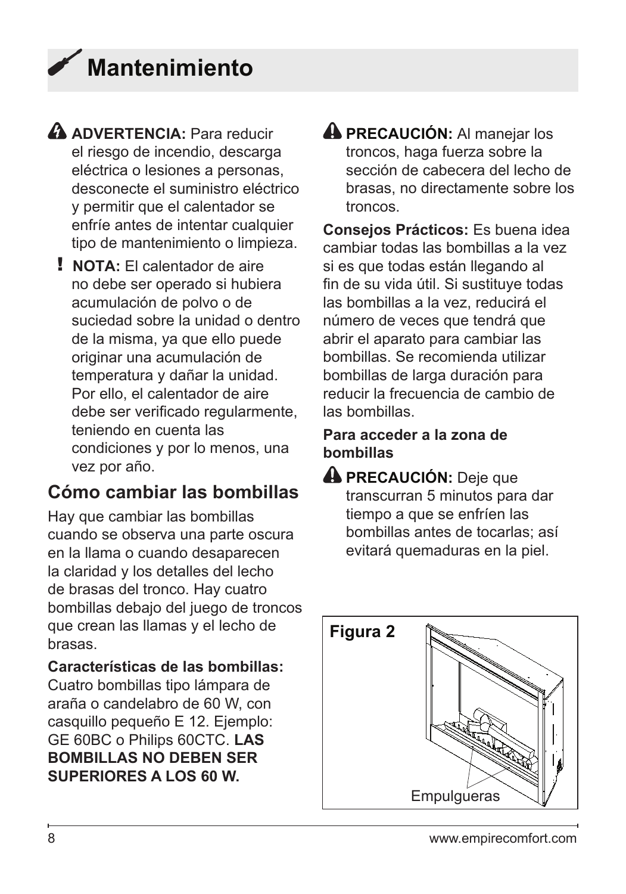# Mantenimiento

**ADVERTENCIA:** Para reducir el riesgo de incendio, descarga eléctrica o lesiones a personas, desconecte el suministro eléctrico y permitir que el calentador se enfríe antes de intentar cualquier tipo de mantenimiento o limpieza.

**NOTA:** El calentador de aire no debe ser operado si hubiera acumulación de polvo o de suciedad sobre la unidad o dentro de la misma, ya que ello puede originar una acumulación de temperatura y dañar la unidad. Por ello, el calentador de aire debe ser verificado regularmente, teniendo en cuenta las condiciones y por lo menos, una vez por año.

## Cómo cambiar las bombillas

Hay que cambiar las bombillas cuando se observa una parte oscura en la llama o cuando desaparecen la claridad y los detalles del lecho de brasas del tronco. Hay cuatro bombillas debajo del juego de troncos que crean las llamas y el lecho de brasas.

**Características de las bombillas:** Cuatro bombillas tipo lámpara de araña o candelabro de 60 W, con casquillo pequeño E 12. Ejemplo: GE 60BC o Philips 60CTC. **LAS BOMBILLAS NO DEBEN SER SUPERIORES A LOS 60 W.**

**PRECAUCIÓN:** Al manejar los troncos, haga fuerza sobre la sección de cabecera del lecho de brasas, no directamente sobre los troncos.

**Consejos Prácticos:** Es buena idea cambiar todas las bombillas a la vez si es que todas están llegando al fin de su vida útil. Si sustituye todas las bombillas a la vez, reducirá el número de veces que tendrá que abrir el aparato para cambiar las bombillas. Se recomienda utilizar bombillas de larga duración para reducir la frecuencia de cambio de las bombillas.

**Para acceder a la zona de bombillas**

**PRECAUCIÓN:** Deje que transcurran 5 minutos para dar tiempo a que se enfríen las bombillas antes de tocarlas; así evitará quemaduras en la piel.

Figura 2

Empulgueras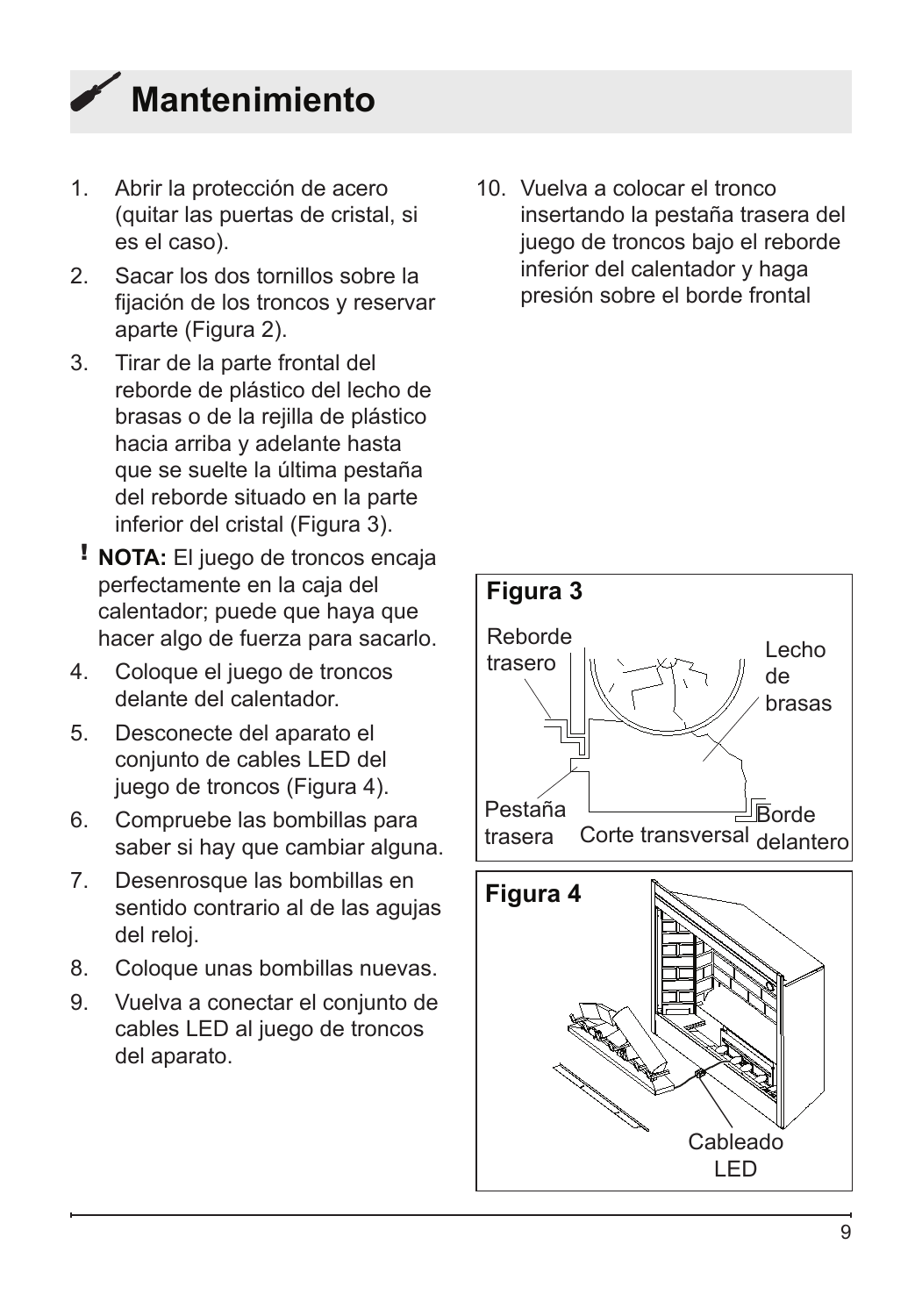# Mantenimiento

1. Abrir la protección de acero (quitar las puertas de cristal, si es el caso).
2. Sacar los dos tornillos sobre la fijación de los troncos y reservar aparte (Figura 2).
3. Tirar de la parte frontal del reborde de plástico del lecho de brasas o de la rejilla de plástico hacia arriba y adelante hasta que se suelte la última pestaña del reborde situado en la parte inferior del cristal (Figura 3).

! **NOTA:** El juego de troncos encaja perfectamente en la caja del calentador; puede que haya que hacer algo de fuerza para sacarlo.

4. Coloque el juego de troncos delante del calentador.
5. Desconecte del aparato el conjunto de cables LED del juego de troncos (Figura 4).
6. Compruebe las bombillas para saber si hay que cambiar alguna.
7. Desenrosque las bombillas en sentido contrario al de las agujas del reloj.
8. Coloque unas bombillas nuevas.
9. Vuelva a conectar el conjunto de cables LED al juego de troncos del aparato.
10. Vuelva a colocar el tronco insertando la pestaña trasera del juego de troncos bajo el reborde inferior del calentador y haga presión sobre el borde frontal

**Figura 3**

Reborde trasero — Lecho de brasas — Pestaña trasera — Corte transversal — Borde delantero

**Figura 4**

Cableado LED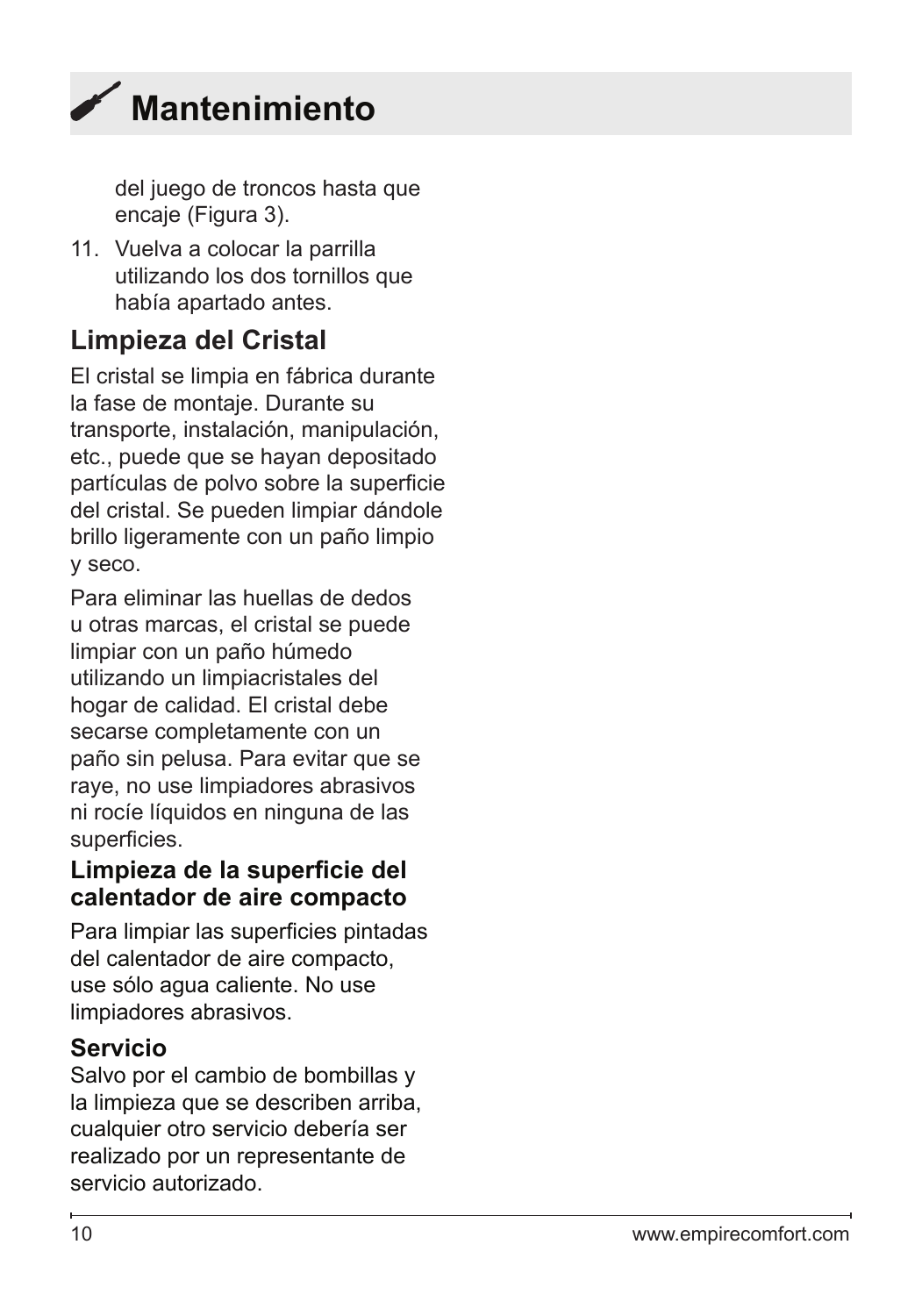# Mantenimiento

del juego de troncos hasta que encaje (Figura 3).

11. Vuelva a colocar la parrilla utilizando los dos tornillos que había apartado antes.

## Limpieza del Cristal

El cristal se limpia en fábrica durante la fase de montaje. Durante su transporte, instalación, manipulación, etc., puede que se hayan depositado partículas de polvo sobre la superficie del cristal. Se pueden limpiar dándole brillo ligeramente con un paño limpio y seco.

Para eliminar las huellas de dedos u otras marcas, el cristal se puede limpiar con un paño húmedo utilizando un limpiacristales del hogar de calidad. El cristal debe secarse completamente con un paño sin pelusa. Para evitar que se raye, no use limpiadores abrasivos ni rocíe líquidos en ninguna de las superficies.

### Limpieza de la superficie del calentador de aire compacto

Para limpiar las superficies pintadas del calentador de aire compacto, use sólo agua caliente. No use limpiadores abrasivos.

### Servicio

Salvo por el cambio de bombillas y la limpieza que se describen arriba, cualquier otro servicio debería ser realizado por un representante de servicio autorizado.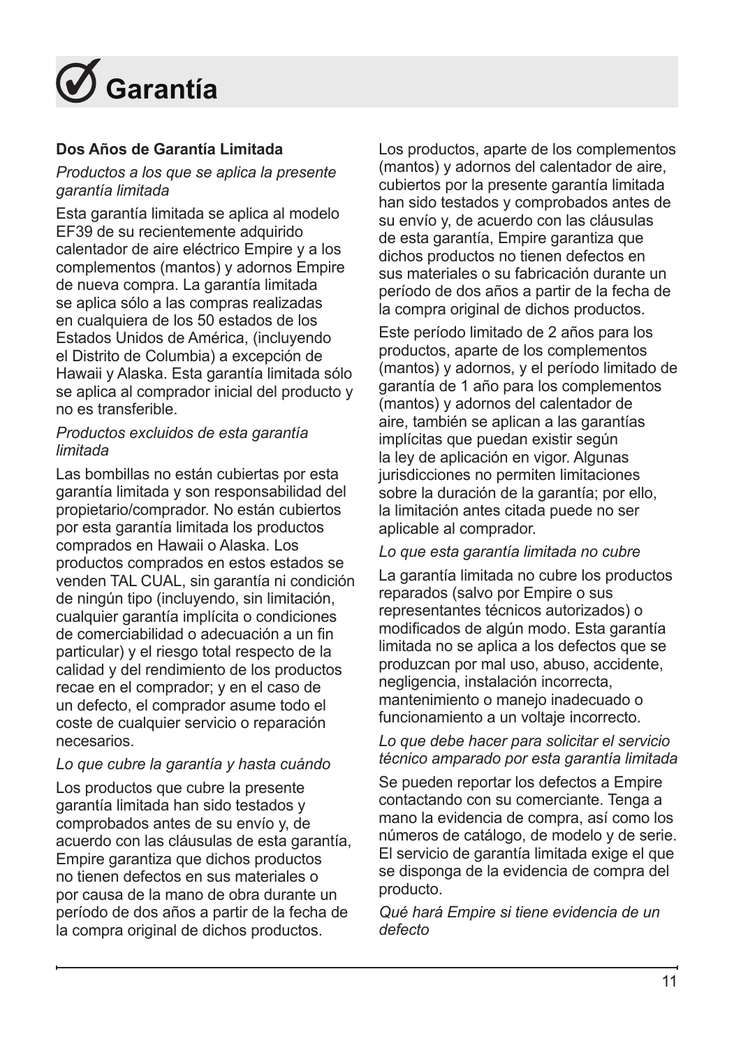# Garantía

**Dos Años de Garantía Limitada**

*Productos a los que se aplica la presente garantía limitada*

Esta garantía limitada se aplica al modelo EF39 de su recientemente adquirido calentador de aire eléctrico Empire y a los complementos (mantos) y adornos Empire de nueva compra. La garantía limitada se aplica sólo a las compras realizadas en cualquiera de los 50 estados de los Estados Unidos de América, (incluyendo el Distrito de Columbia) a excepción de Hawaii y Alaska. Esta garantía limitada sólo se aplica al comprador inicial del producto y no es transferible.

*Productos excluidos de esta garantía limitada*

Las bombillas no están cubiertas por esta garantía limitada y son responsabilidad del propietario/comprador. No están cubiertos por esta garantía limitada los productos comprados en Hawaii o Alaska. Los productos comprados en estos estados se venden TAL CUAL, sin garantía ni condición de ningún tipo (incluyendo, sin limitación, cualquier garantía implícita o condiciones de comerciabilidad o adecuación a un fin particular) y el riesgo total respecto de la calidad y del rendimiento de los productos recae en el comprador; y en el caso de un defecto, el comprador asume todo el coste de cualquier servicio o reparación necesarios.

*Lo que cubre la garantía y hasta cuándo*

Los productos que cubre la presente garantía limitada han sido testados y comprobados antes de su envío y, de acuerdo con las cláusulas de esta garantía, Empire garantiza que dichos productos no tienen defectos en sus materiales o por causa de la mano de obra durante un período de dos años a partir de la fecha de la compra original de dichos productos.

Los productos, aparte de los complementos (mantos) y adornos del calentador de aire, cubiertos por la presente garantía limitada han sido testados y comprobados antes de su envío y, de acuerdo con las cláusulas de esta garantía, Empire garantiza que dichos productos no tienen defectos en sus materiales o su fabricación durante un período de dos años a partir de la fecha de la compra original de dichos productos.

Este período limitado de 2 años para los productos, aparte de los complementos (mantos) y adornos, y el período limitado de garantía de 1 año para los complementos (mantos) y adornos del calentador de aire, también se aplican a las garantías implícitas que puedan existir según la ley de aplicación en vigor. Algunas jurisdicciones no permiten limitaciones sobre la duración de la garantía; por ello, la limitación antes citada puede no ser aplicable al comprador.

*Lo que esta garantía limitada no cubre*

La garantía limitada no cubre los productos reparados (salvo por Empire o sus representantes técnicos autorizados) o modificados de algún modo. Esta garantía limitada no se aplica a los defectos que se produzcan por mal uso, abuso, accidente, negligencia, instalación incorrecta, mantenimiento o manejo inadecuado o funcionamiento a un voltaje incorrecto.

*Lo que debe hacer para solicitar el servicio técnico amparado por esta garantía limitada*

Se pueden reportar los defectos a Empire contactando con su comerciante. Tenga a mano la evidencia de compra, así como los números de catálogo, de modelo y de serie. El servicio de garantía limitada exige el que se disponga de la evidencia de compra del producto.

*Qué hará Empire si tiene evidencia de un defecto*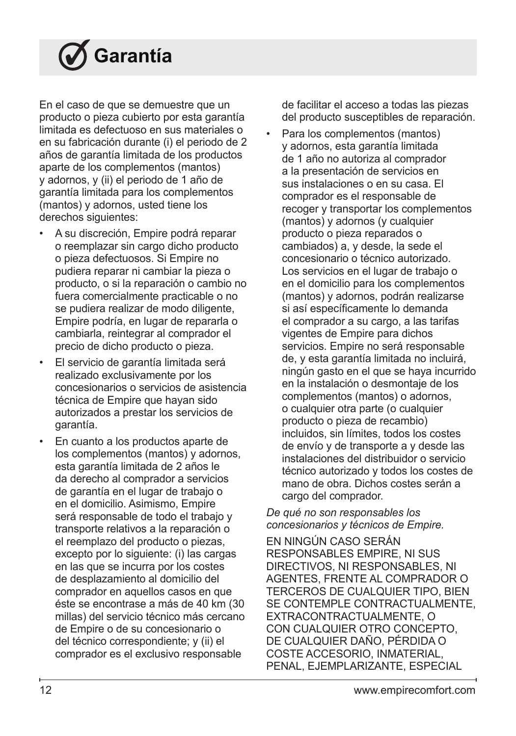# Garantía

En el caso de que se demuestre que un producto o pieza cubierto por esta garantía limitada es defectuoso en sus materiales o en su fabricación durante (i) el periodo de 2 años de garantía limitada de los productos aparte de los complementos (mantos) y adornos, y (ii) el periodo de 1 año de garantía limitada para los complementos (mantos) y adornos, usted tiene los derechos siguientes:

- A su discreción, Empire podrá reparar o reemplazar sin cargo dicho producto o pieza defectuosos. Si Empire no pudiera reparar ni cambiar la pieza o producto, o si la reparación o cambio no fuera comercialmente practicable o no se pudiera realizar de modo diligente, Empire podría, en lugar de repararla o cambiarla, reintegrar al comprador el precio de dicho producto o pieza.
- El servicio de garantía limitada será realizado exclusivamente por los concesionarios o servicios de asistencia técnica de Empire que hayan sido autorizados a prestar los servicios de garantía.
- En cuanto a los productos aparte de los complementos (mantos) y adornos, esta garantía limitada de 2 años le da derecho al comprador a servicios de garantía en el lugar de trabajo o en el domicilio. Asimismo, Empire será responsable de todo el trabajo y transporte relativos a la reparación o el reemplazo del producto o piezas, excepto por lo siguiente: (i) las cargas en las que se incurra por los costes de desplazamiento al domicilio del comprador en aquellos casos en que éste se encontrase a más de 40 km (30 millas) del servicio técnico más cercano de Empire o de su concesionario o del técnico correspondiente; y (ii) el comprador es el exclusivo responsable de facilitar el acceso a todas las piezas del producto susceptibles de reparación.
- Para los complementos (mantos) y adornos, esta garantía limitada de 1 año no autoriza al comprador a la presentación de servicios en sus instalaciones o en su casa. El comprador es el responsable de recoger y transportar los complementos (mantos) y adornos (y cualquier producto o pieza reparados o cambiados) a, y desde, la sede el concesionario o técnico autorizado. Los servicios en el lugar de trabajo o en el domicilio para los complementos (mantos) y adornos, podrán realizarse si así específicamente lo demanda el comprador a su cargo, a las tarifas vigentes de Empire para dichos servicios. Empire no será responsable de, y esta garantía limitada no incluirá, ningún gasto en el que se haya incurrido en la instalación o desmontaje de los complementos (mantos) o adornos, o cualquier otra parte (o cualquier producto o pieza de recambio) incluidos, sin límites, todos los costes de envío y de transporte a y desde las instalaciones del distribuidor o servicio técnico autorizado y todos los costes de mano de obra. Dichos costes serán a cargo del comprador.

*De qué no son responsables los concesionarios y técnicos de Empire.*

EN NINGÚN CASO SERÁN RESPONSABLES EMPIRE, NI SUS DIRECTIVOS, NI RESPONSABLES, NI AGENTES, FRENTE AL COMPRADOR O TERCEROS DE CUALQUIER TIPO, BIEN SE CONTEMPLE CONTRACTUALMENTE, EXTRACONTRACTUALMENTE, O CON CUALQUIER OTRO CONCEPTO, DE CUALQUIER DAÑO, PÉRDIDA O COSTE ACCESORIO, INMATERIAL, PENAL, EJEMPLARIZANTE, ESPECIAL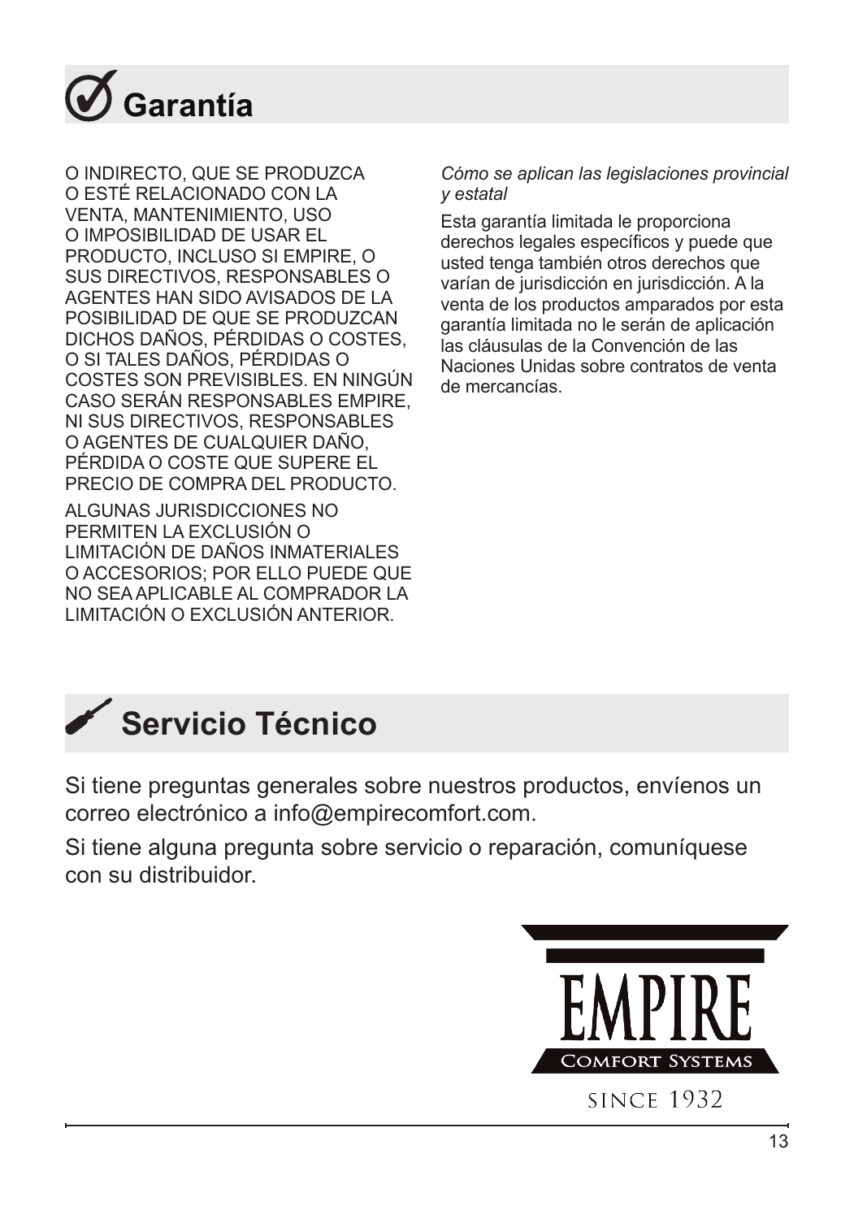## Garantía

O INDIRECTO, QUE SE PRODUZCA O ESTÉ RELACIONADO CON LA VENTA, MANTENIMIENTO, USO O IMPOSIBILIDAD DE USAR EL PRODUCTO, INCLUSO SI EMPIRE, O SUS DIRECTIVOS, RESPONSABLES O AGENTES HAN SIDO AVISADOS DE LA POSIBILIDAD DE QUE SE PRODUZCAN DICHOS DAÑOS, PÉRDIDAS O COSTES, O SI TALES DAÑOS, PÉRDIDAS O COSTES SON PREVISIBLES. EN NINGÚN CASO SERÁN RESPONSABLES EMPIRE, NI SUS DIRECTIVOS, RESPONSABLES O AGENTES DE CUALQUIER DAÑO, PÉRDIDA O COSTE QUE SUPERE EL PRECIO DE COMPRA DEL PRODUCTO.

ALGUNAS JURISDICCIONES NO PERMITEN LA EXCLUSIÓN O LIMITACIÓN DE DAÑOS INMATERIALES O ACCESORIOS; POR ELLO PUEDE QUE NO SEA APLICABLE AL COMPRADOR LA LIMITACIÓN O EXCLUSIÓN ANTERIOR.

*Cómo se aplican las legislaciones provincial y estatal*

Esta garantía limitada le proporciona derechos legales específicos y puede que usted tenga también otros derechos que varían de jurisdicción en jurisdicción. A la venta de los productos amparados por esta garantía limitada no le serán de aplicación las cláusulas de la Convención de las Naciones Unidas sobre contratos de venta de mercancías.

## Servicio Técnico

Si tiene preguntas generales sobre nuestros productos, envíenos un correo electrónico a info@empirecomfort.com.

Si tiene alguna pregunta sobre servicio o reparación, comuníquese con su distribuidor.

EMPIRE
COMFORT SYSTEMS
SINCE 1932